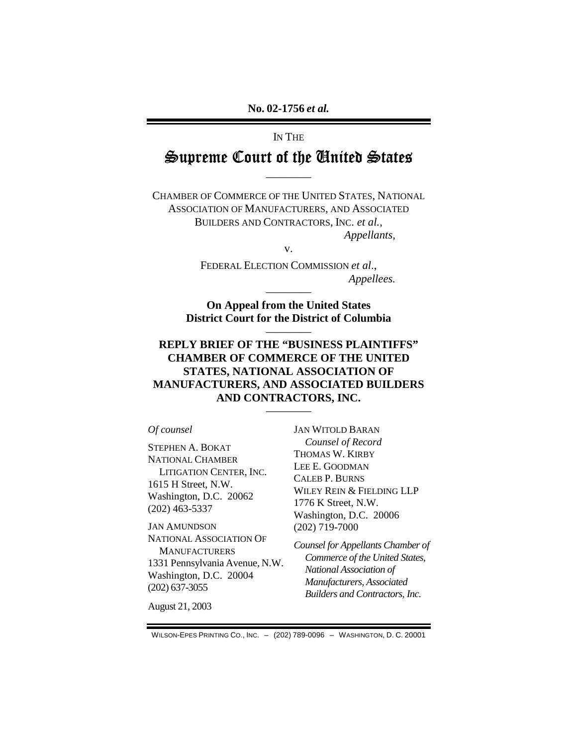**No. 02-1756 *et al.***

IN THE

# Supreme Court of the United States

---

CHAMBER OF COMMERCE OF THE UNITED STATES, NATIONAL ASSOCIATION OF MANUFACTURERS, AND ASSOCIATED BUILDERS AND CONTRACTORS, INC. *et al.*,

*Appellants*,

v.

FEDERAL ELECTION COMMISSION *et al*.,

*Appellees.*

---

**On Appeal from the United States District Court for the District of Columbia**

---

## REPLY BRIEF OF THE "BUSINESS PLAINTIFFS" CHAMBER OF COMMERCE OF THE UNITED STATES, NATIONAL ASSOCIATION OF MANUFACTURERS, AND ASSOCIATED BUILDERS AND CONTRACTORS, INC.

---

*Of counsel*

STEPHEN A. BOKAT
NATIONAL CHAMBER LITIGATION CENTER, INC.
1615 H Street, N.W.
Washington, D.C. 20062
(202) 463-5337

JAN AMUNDSON
NATIONAL ASSOCIATION OF MANUFACTURERS
1331 Pennsylvania Avenue, N.W.
Washington, D.C. 20004
(202) 637-3055

JAN WITOLD BARAN
*Counsel of Record*
THOMAS W. KIRBY
LEE E. GOODMAN
CALEB P. BURNS
WILEY REIN & FIELDING LLP
1776 K Street, N.W.
Washington, D.C. 20006
(202) 719-7000

*Counsel for Appellants Chamber of Commerce of the United States, National Association of Manufacturers, Associated Builders and Contractors, Inc.*

August 21, 2003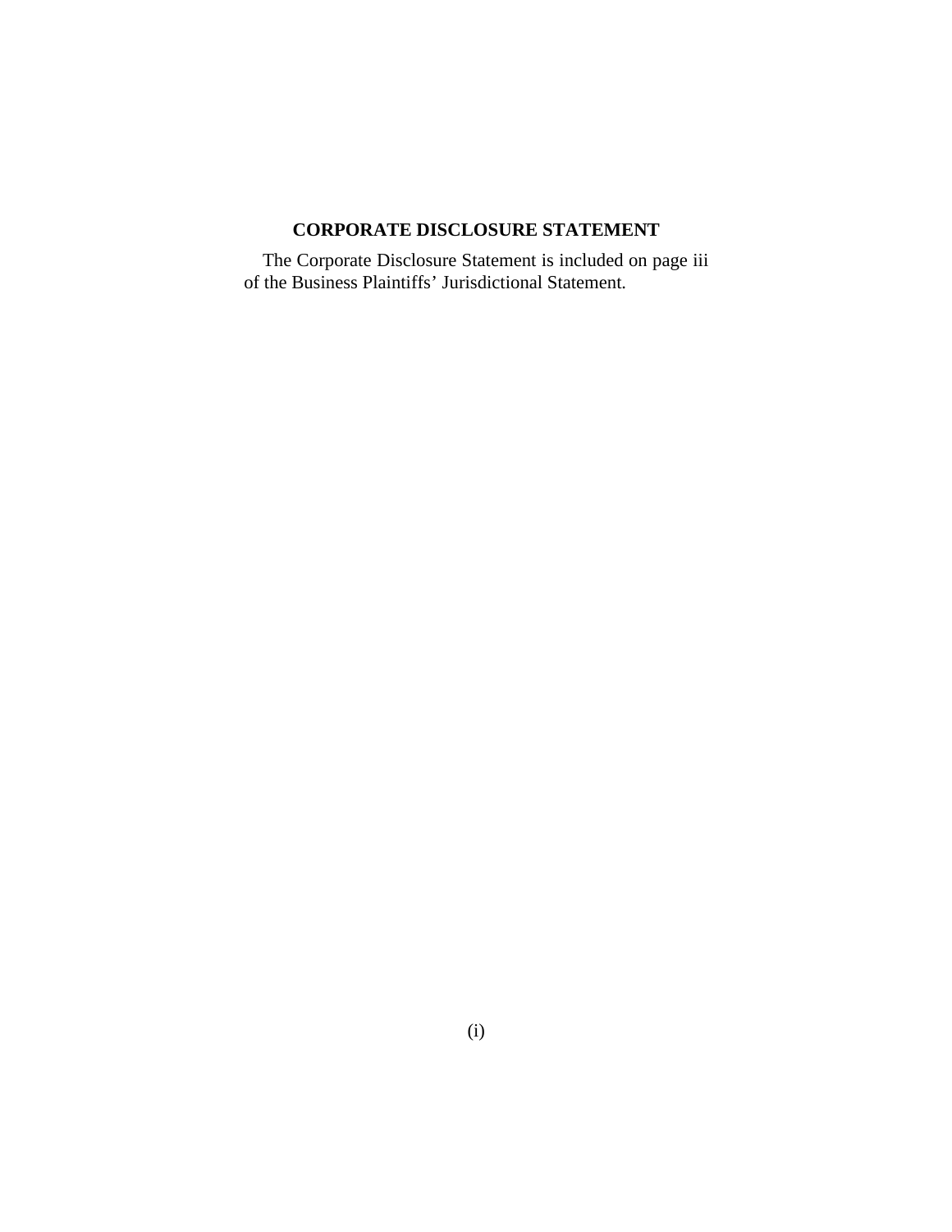## CORPORATE DISCLOSURE STATEMENT

The Corporate Disclosure Statement is included on page iii of the Business Plaintiffs' Jurisdictional Statement.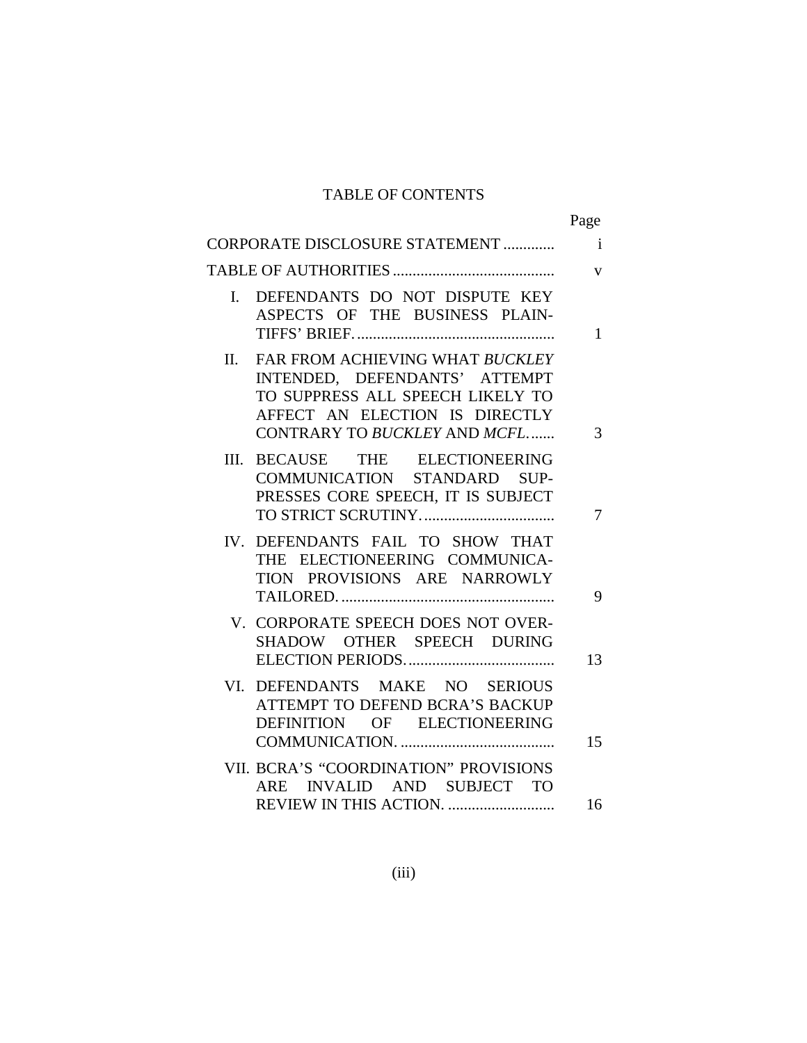# TABLE OF CONTENTS

| | Page |
|---|---|
| CORPORATE DISCLOSURE STATEMENT | i |
| TABLE OF AUTHORITIES | v |
| I. DEFENDANTS DO NOT DISPUTE KEY ASPECTS OF THE BUSINESS PLAINTIFFS' BRIEF. | 1 |
| II. FAR FROM ACHIEVING WHAT *BUCKLEY* INTENDED, DEFENDANTS' ATTEMPT TO SUPPRESS ALL SPEECH LIKELY TO AFFECT AN ELECTION IS DIRECTLY CONTRARY TO *BUCKLEY* AND *MCFL*. | 3 |
| III. BECAUSE THE ELECTIONEERING COMMUNICATION STANDARD SUPPRESSES CORE SPEECH, IT IS SUBJECT TO STRICT SCRUTINY. | 7 |
| IV. DEFENDANTS FAIL TO SHOW THAT THE ELECTIONEERING COMMUNICATION PROVISIONS ARE NARROWLY TAILORED. | 9 |
| V. CORPORATE SPEECH DOES NOT OVERSHADOW OTHER SPEECH DURING ELECTION PERIODS. | 13 |
| VI. DEFENDANTS MAKE NO SERIOUS ATTEMPT TO DEFEND BCRA'S BACKUP DEFINITION OF ELECTIONEERING COMMUNICATION. | 15 |
| VII. BCRA'S "COORDINATION" PROVISIONS ARE INVALID AND SUBJECT TO REVIEW IN THIS ACTION. | 16 |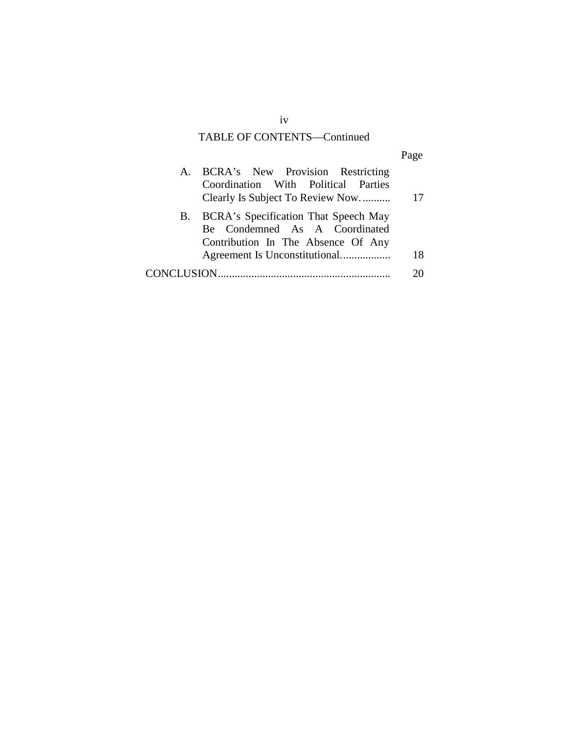TABLE OF CONTENTS—Continued

| | Page |
|---|---|
| A. BCRA's New Provision Restricting Coordination With Political Parties Clearly Is Subject To Review Now. .......... | 17 |
| B. BCRA's Specification That Speech May Be Condemned As A Coordinated Contribution In The Absence Of Any Agreement Is Unconstitutional. ................. | 18 |
| CONCLUSION............................................................. | 20 |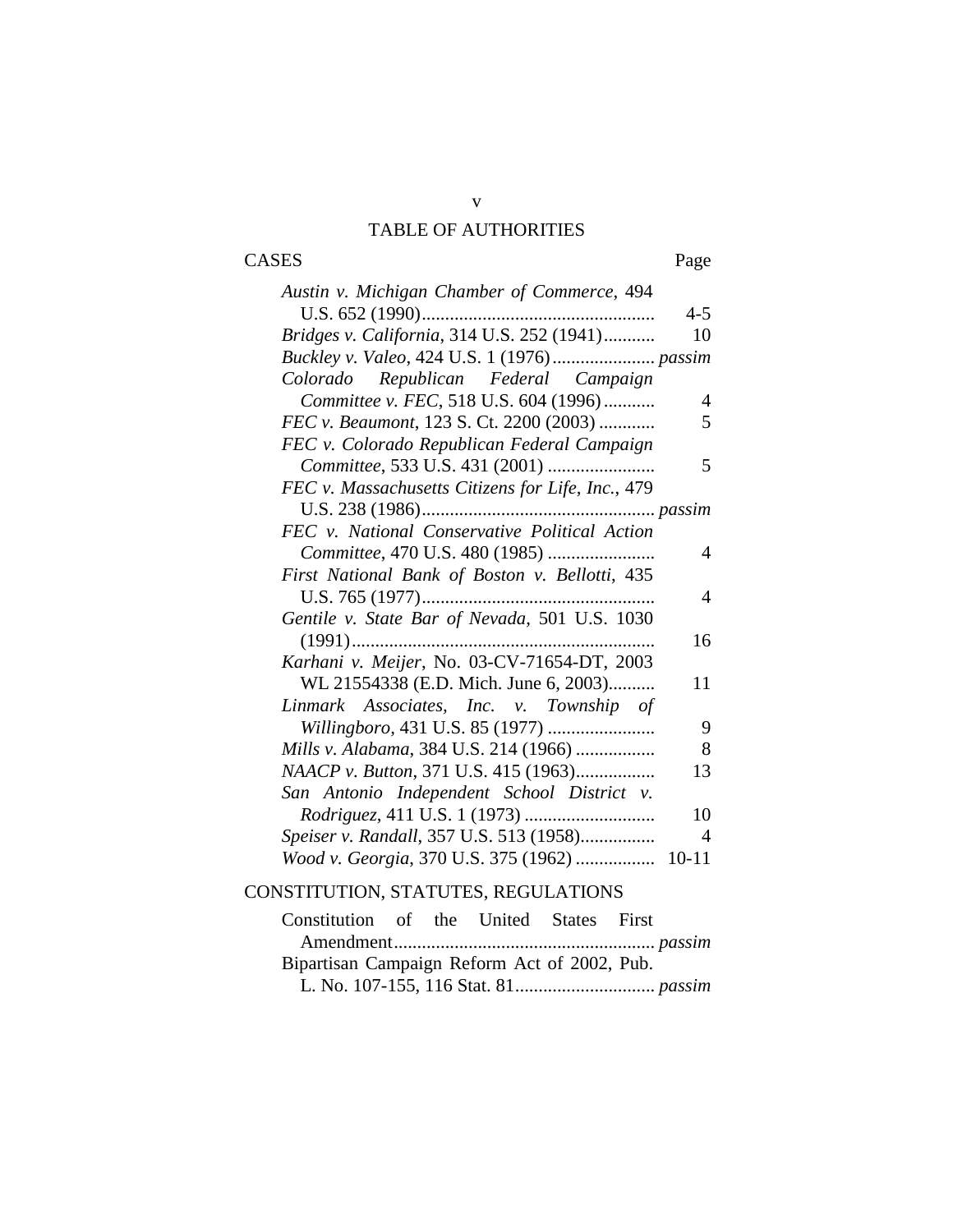# TABLE OF AUTHORITIES

| CASES | Page |
|---|---|
| *Austin v. Michigan Chamber of Commerce*, 494 U.S. 652 (1990) | 4-5 |
| *Bridges v. California*, 314 U.S. 252 (1941) | 10 |
| *Buckley v. Valeo*, 424 U.S. 1 (1976) | *passim* |
| *Colorado Republican Federal Campaign Committee v. FEC*, 518 U.S. 604 (1996) | 4 |
| *FEC v. Beaumont*, 123 S. Ct. 2200 (2003) | 5 |
| *FEC v. Colorado Republican Federal Campaign Committee*, 533 U.S. 431 (2001) | 5 |
| *FEC v. Massachusetts Citizens for Life, Inc.*, 479 U.S. 238 (1986) | *passim* |
| *FEC v. National Conservative Political Action Committee*, 470 U.S. 480 (1985) | 4 |
| *First National Bank of Boston v. Bellotti*, 435 U.S. 765 (1977) | 4 |
| *Gentile v. State Bar of Nevada*, 501 U.S. 1030 (1991) | 16 |
| *Karhani v. Meijer*, No. 03-CV-71654-DT, 2003 WL 21554338 (E.D. Mich. June 6, 2003) | 11 |
| *Linmark Associates, Inc. v. Township of Willingboro*, 431 U.S. 85 (1977) | 9 |
| *Mills v. Alabama*, 384 U.S. 214 (1966) | 8 |
| *NAACP v. Button*, 371 U.S. 415 (1963) | 13 |
| *San Antonio Independent School District v. Rodriguez*, 411 U.S. 1 (1973) | 10 |
| *Speiser v. Randall*, 357 U.S. 513 (1958) | 4 |
| *Wood v. Georgia*, 370 U.S. 375 (1962) | 10-11 |

| CONSTITUTION, STATUTES, REGULATIONS | |
|---|---|
| Constitution of the United States First Amendment | *passim* |
| Bipartisan Campaign Reform Act of 2002, Pub. L. No. 107-155, 116 Stat. 81 | *passim* |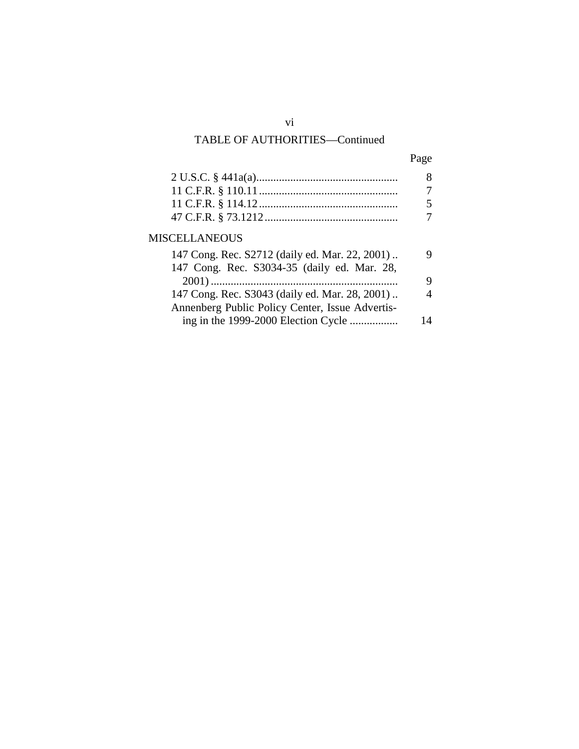TABLE OF AUTHORITIES—Continued

| | Page |
|---|---|
| 2 U.S.C. § 441a(a) | 8 |
| 11 C.F.R. § 110.11 | 7 |
| 11 C.F.R. § 114.12 | 5 |
| 47 C.F.R. § 73.1212 | 7 |

MISCELLANEOUS

| | |
|---|---|
| 147 Cong. Rec. S2712 (daily ed. Mar. 22, 2001) | 9 |
| 147 Cong. Rec. S3034-35 (daily ed. Mar. 28, 2001) | 9 |
| 147 Cong. Rec. S3043 (daily ed. Mar. 28, 2001) | 4 |
| Annenberg Public Policy Center, Issue Advertising in the 1999-2000 Election Cycle | 14 |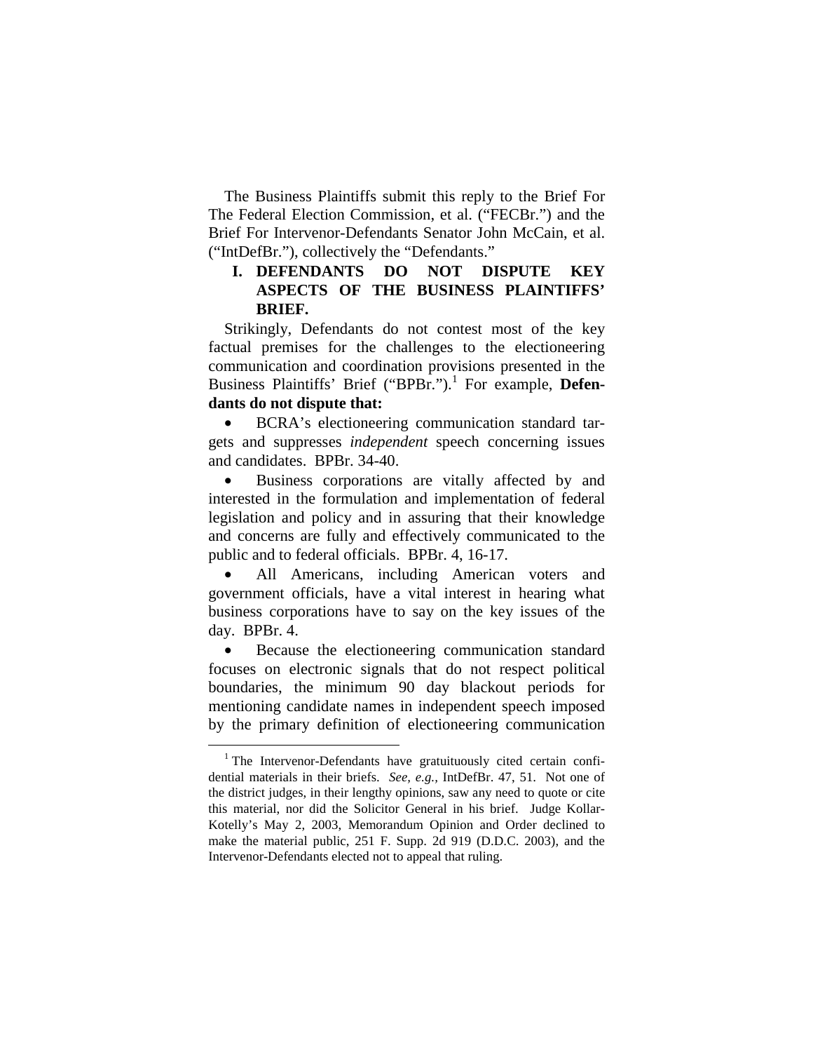The Business Plaintiffs submit this reply to the Brief For The Federal Election Commission, et al. ("FECBr.") and the Brief For Intervenor-Defendants Senator John McCain, et al. ("IntDefBr."), collectively the "Defendants."

## I. DEFENDANTS DO NOT DISPUTE KEY ASPECTS OF THE BUSINESS PLAINTIFFS' BRIEF.

Strikingly, Defendants do not contest most of the key factual premises for the challenges to the electioneering communication and coordination provisions presented in the Business Plaintiffs' Brief ("BPBr.").[1] For example, **Defendants do not dispute that:**

- BCRA's electioneering communication standard targets and suppresses *independent* speech concerning issues and candidates. BPBr. 34-40.
- Business corporations are vitally affected by and interested in the formulation and implementation of federal legislation and policy and in assuring that their knowledge and concerns are fully and effectively communicated to the public and to federal officials. BPBr. 4, 16-17.
- All Americans, including American voters and government officials, have a vital interest in hearing what business corporations have to say on the key issues of the day. BPBr. 4.
- Because the electioneering communication standard focuses on electronic signals that do not respect political boundaries, the minimum 90 day blackout periods for mentioning candidate names in independent speech imposed by the primary definition of electioneering communication

[1] The Intervenor-Defendants have gratuitously cited certain confidential materials in their briefs. *See, e.g.,* IntDefBr. 47, 51. Not one of the district judges, in their lengthy opinions, saw any need to quote or cite this material, nor did the Solicitor General in his brief. Judge Kollar-Kotelly's May 2, 2003, Memorandum Opinion and Order declined to make the material public, 251 F. Supp. 2d 919 (D.D.C. 2003), and the Intervenor-Defendants elected not to appeal that ruling.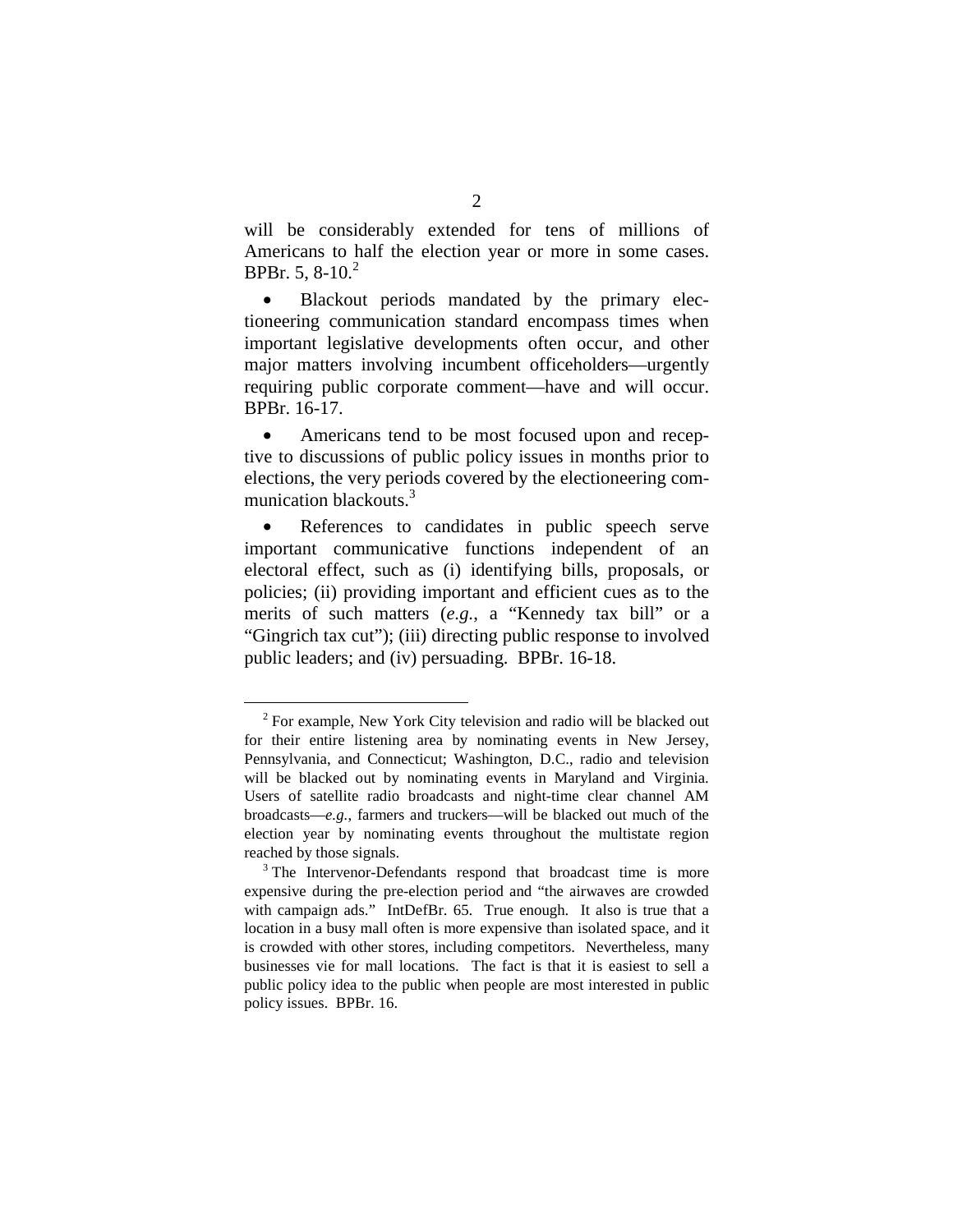will be considerably extended for tens of millions of Americans to half the election year or more in some cases. BPBr. 5, 8-10.[2]

- Blackout periods mandated by the primary electioneering communication standard encompass times when important legislative developments often occur, and other major matters involving incumbent officeholders—urgently requiring public corporate comment—have and will occur. BPBr. 16-17.

- Americans tend to be most focused upon and receptive to discussions of public policy issues in months prior to elections, the very periods covered by the electioneering communication blackouts.[3]

- References to candidates in public speech serve important communicative functions independent of an electoral effect, such as (i) identifying bills, proposals, or policies; (ii) providing important and efficient cues as to the merits of such matters (*e.g.*, a "Kennedy tax bill" or a "Gingrich tax cut"); (iii) directing public response to involved public leaders; and (iv) persuading. BPBr. 16-18.

---

[2] For example, New York City television and radio will be blacked out for their entire listening area by nominating events in New Jersey, Pennsylvania, and Connecticut; Washington, D.C., radio and television will be blacked out by nominating events in Maryland and Virginia. Users of satellite radio broadcasts and night-time clear channel AM broadcasts—*e.g.*, farmers and truckers—will be blacked out much of the election year by nominating events throughout the multistate region reached by those signals.

[3] The Intervenor-Defendants respond that broadcast time is more expensive during the pre-election period and "the airwaves are crowded with campaign ads." IntDefBr. 65. True enough. It also is true that a location in a busy mall often is more expensive than isolated space, and it is crowded with other stores, including competitors. Nevertheless, many businesses vie for mall locations. The fact is that it is easiest to sell a public policy idea to the public when people are most interested in public policy issues. BPBr. 16.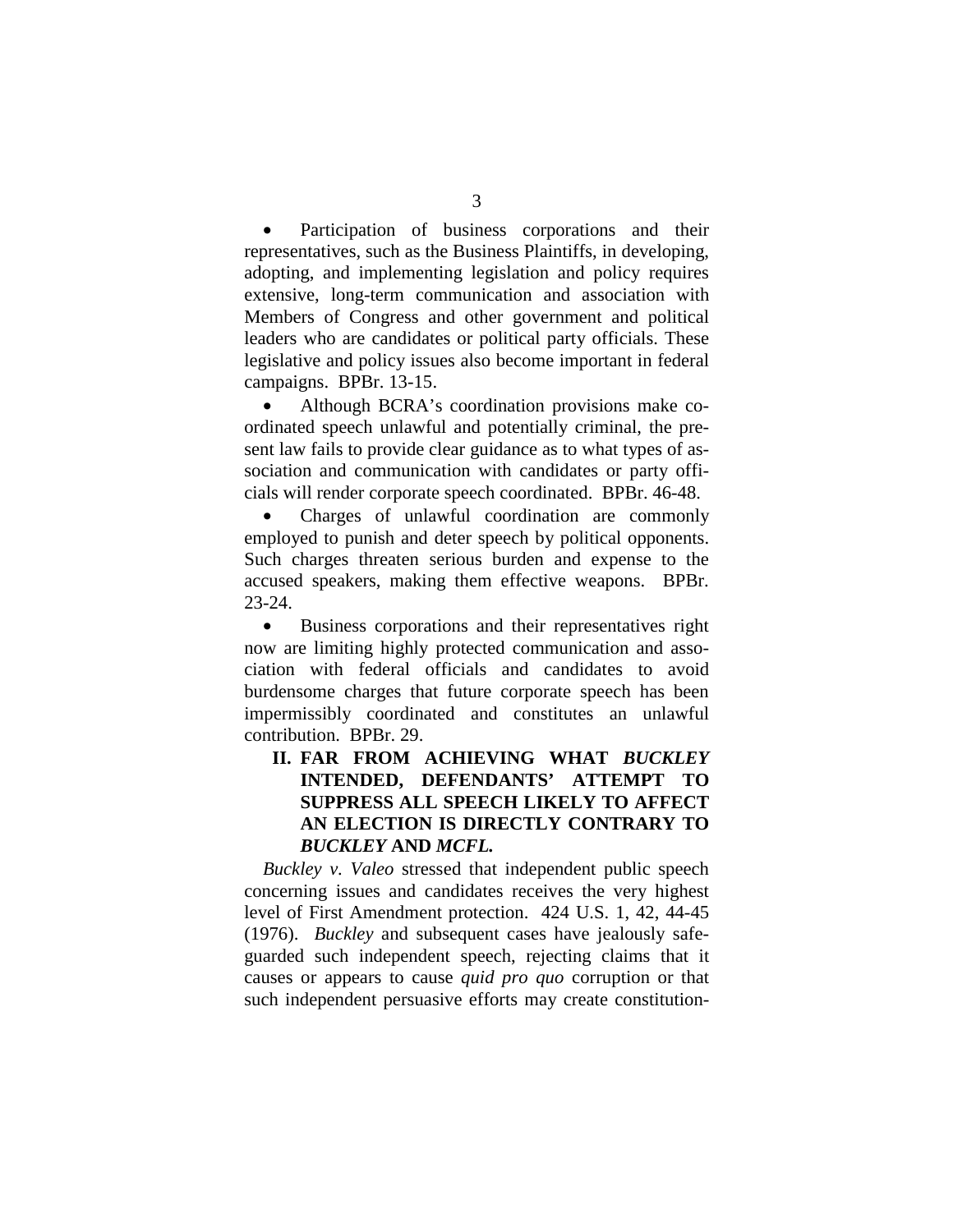- Participation of business corporations and their representatives, such as the Business Plaintiffs, in developing, adopting, and implementing legislation and policy requires extensive, long-term communication and association with Members of Congress and other government and political leaders who are candidates or political party officials. These legislative and policy issues also become important in federal campaigns. BPBr. 13-15.
- Although BCRA's coordination provisions make coordinated speech unlawful and potentially criminal, the present law fails to provide clear guidance as to what types of association and communication with candidates or party officials will render corporate speech coordinated. BPBr. 46-48.
- Charges of unlawful coordination are commonly employed to punish and deter speech by political opponents. Such charges threaten serious burden and expense to the accused speakers, making them effective weapons. BPBr. 23-24.
- Business corporations and their representatives right now are limiting highly protected communication and association with federal officials and candidates to avoid burdensome charges that future corporate speech has been impermissibly coordinated and constitutes an unlawful contribution. BPBr. 29.

## II. FAR FROM ACHIEVING WHAT *BUCKLEY* INTENDED, DEFENDANTS' ATTEMPT TO SUPPRESS ALL SPEECH LIKELY TO AFFECT AN ELECTION IS DIRECTLY CONTRARY TO *BUCKLEY* AND *MCFL.*

*Buckley v. Valeo* stressed that independent public speech concerning issues and candidates receives the very highest level of First Amendment protection. 424 U.S. 1, 42, 44-45 (1976). *Buckley* and subsequent cases have jealously safeguarded such independent speech, rejecting claims that it causes or appears to cause *quid pro quo* corruption or that such independent persuasive efforts may create constitution-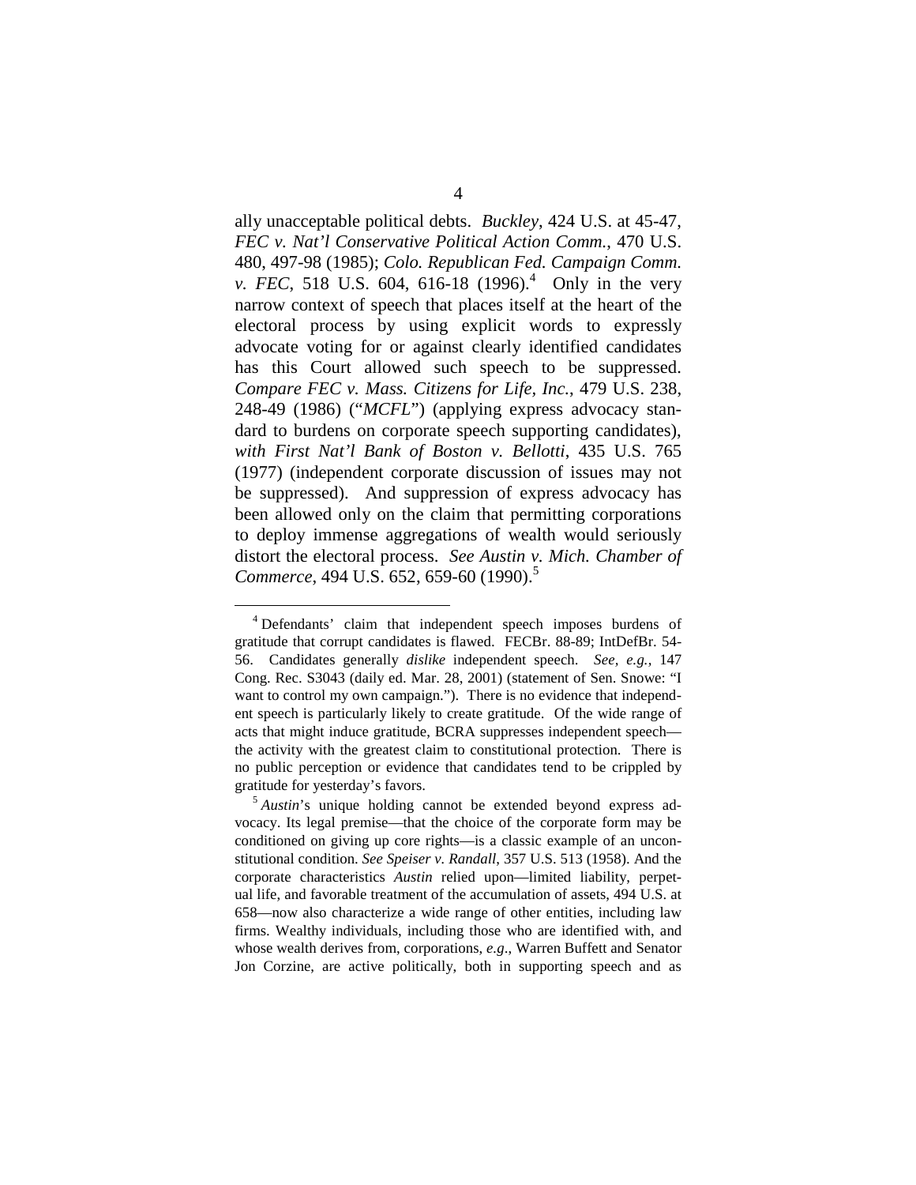ally unacceptable political debts. *Buckley*, 424 U.S. at 45-47, *FEC v. Nat'l Conservative Political Action Comm.*, 470 U.S. 480, 497-98 (1985); *Colo. Republican Fed. Campaign Comm. v. FEC*, 518 U.S. 604, 616-18 (1996).[4] Only in the very narrow context of speech that places itself at the heart of the electoral process by using explicit words to expressly advocate voting for or against clearly identified candidates has this Court allowed such speech to be suppressed. *Compare FEC v. Mass. Citizens for Life, Inc.*, 479 U.S. 238, 248-49 (1986) ("*MCFL*") (applying express advocacy standard to burdens on corporate speech supporting candidates), *with First Nat'l Bank of Boston v. Bellotti*, 435 U.S. 765 (1977) (independent corporate discussion of issues may not be suppressed). And suppression of express advocacy has been allowed only on the claim that permitting corporations to deploy immense aggregations of wealth would seriously distort the electoral process. *See Austin v. Mich. Chamber of Commerce*, 494 U.S. 652, 659-60 (1990).[5]

---

[4] Defendants' claim that independent speech imposes burdens of gratitude that corrupt candidates is flawed. FECBr. 88-89; IntDefBr. 54-56. Candidates generally *dislike* independent speech. *See, e.g.*, 147 Cong. Rec. S3043 (daily ed. Mar. 28, 2001) (statement of Sen. Snowe: "I want to control my own campaign."). There is no evidence that independent speech is particularly likely to create gratitude. Of the wide range of acts that might induce gratitude, BCRA suppresses independent speech—the activity with the greatest claim to constitutional protection. There is no public perception or evidence that candidates tend to be crippled by gratitude for yesterday's favors.

[5] *Austin*'s unique holding cannot be extended beyond express advocacy. Its legal premise—that the choice of the corporate form may be conditioned on giving up core rights—is a classic example of an unconstitutional condition. *See Speiser v. Randall*, 357 U.S. 513 (1958). And the corporate characteristics *Austin* relied upon—limited liability, perpetual life, and favorable treatment of the accumulation of assets, 494 U.S. at 658—now also characterize a wide range of other entities, including law firms. Wealthy individuals, including those who are identified with, and whose wealth derives from, corporations, *e.g.*, Warren Buffett and Senator Jon Corzine, are active politically, both in supporting speech and as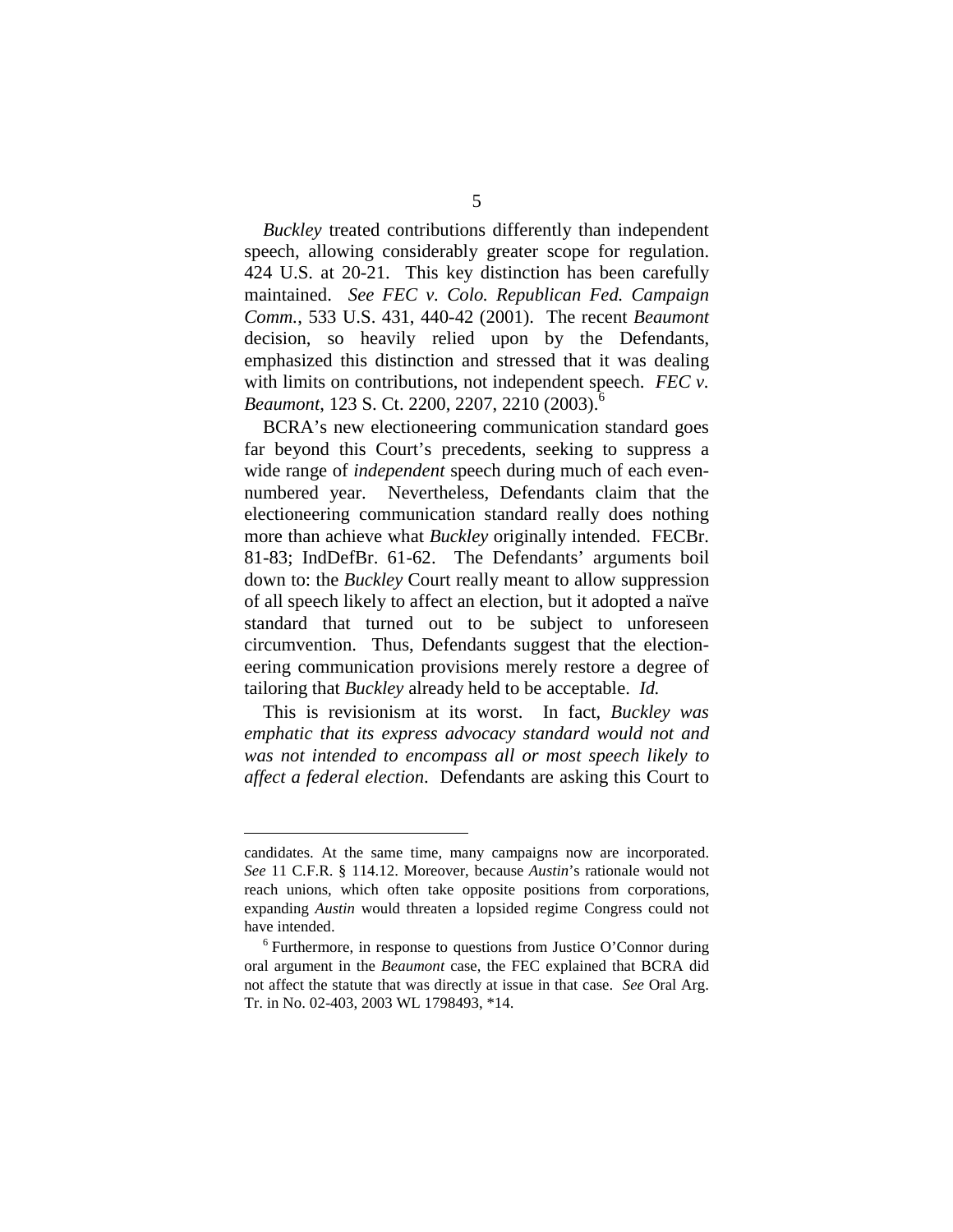*Buckley* treated contributions differently than independent speech, allowing considerably greater scope for regulation. 424 U.S. at 20-21. This key distinction has been carefully maintained. *See FEC v. Colo. Republican Fed. Campaign Comm.*, 533 U.S. 431, 440-42 (2001). The recent *Beaumont* decision, so heavily relied upon by the Defendants, emphasized this distinction and stressed that it was dealing with limits on contributions, not independent speech. *FEC v. Beaumont*, 123 S. Ct. 2200, 2207, 2210 (2003).[6]

BCRA's new electioneering communication standard goes far beyond this Court's precedents, seeking to suppress a wide range of *independent* speech during much of each even-numbered year. Nevertheless, Defendants claim that the electioneering communication standard really does nothing more than achieve what *Buckley* originally intended. FECBr. 81-83; IndDefBr. 61-62. The Defendants' arguments boil down to: the *Buckley* Court really meant to allow suppression of all speech likely to affect an election, but it adopted a naïve standard that turned out to be subject to unforeseen circumvention. Thus, Defendants suggest that the electioneering communication provisions merely restore a degree of tailoring that *Buckley* already held to be acceptable. *Id.*

This is revisionism at its worst. In fact, *Buckley was emphatic that its express advocacy standard would not and was not intended to encompass all or most speech likely to affect a federal election*. Defendants are asking this Court to

---

candidates. At the same time, many campaigns now are incorporated. *See* 11 C.F.R. § 114.12. Moreover, because *Austin*'s rationale would not reach unions, which often take opposite positions from corporations, expanding *Austin* would threaten a lopsided regime Congress could not have intended.

[6] Furthermore, in response to questions from Justice O'Connor during oral argument in the *Beaumont* case, the FEC explained that BCRA did not affect the statute that was directly at issue in that case. *See* Oral Arg. Tr. in No. 02-403, 2003 WL 1798493, *14.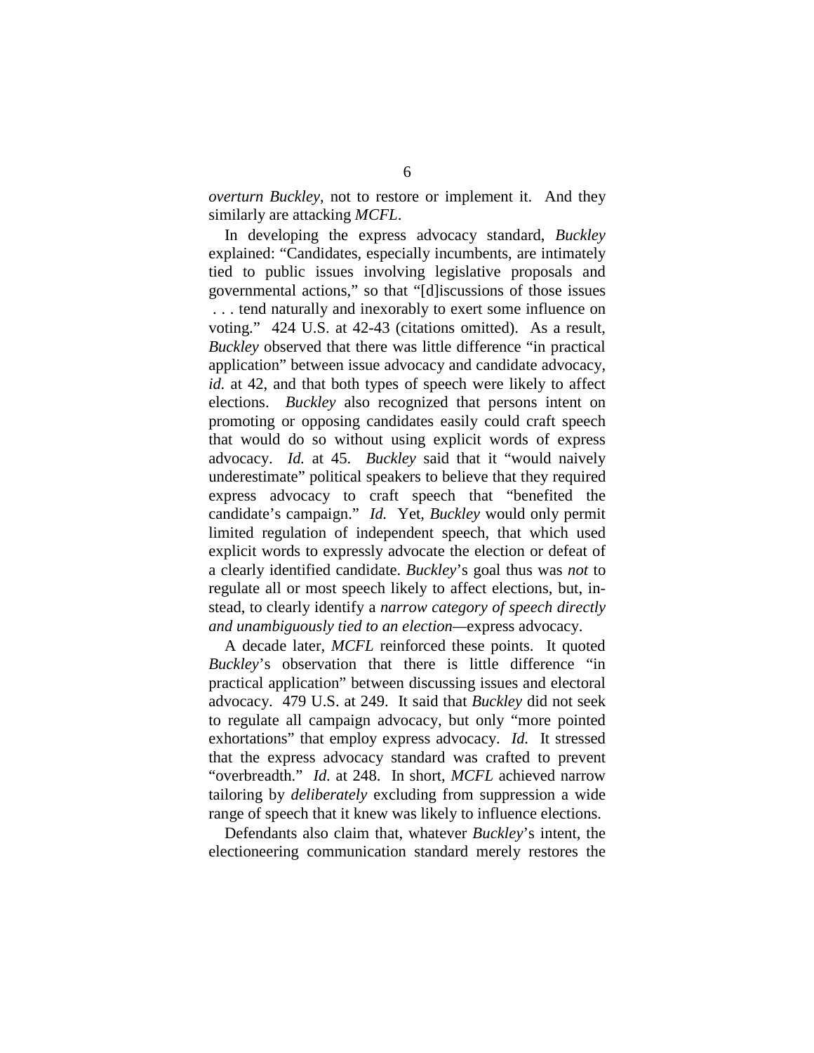*overturn Buckley*, not to restore or implement it. And they similarly are attacking *MCFL*.

In developing the express advocacy standard, *Buckley* explained: "Candidates, especially incumbents, are intimately tied to public issues involving legislative proposals and governmental actions," so that "[d]iscussions of those issues . . . tend naturally and inexorably to exert some influence on voting." 424 U.S. at 42-43 (citations omitted). As a result, *Buckley* observed that there was little difference "in practical application" between issue advocacy and candidate advocacy, *id.* at 42, and that both types of speech were likely to affect elections. *Buckley* also recognized that persons intent on promoting or opposing candidates easily could craft speech that would do so without using explicit words of express advocacy. *Id.* at 45. *Buckley* said that it "would naively underestimate" political speakers to believe that they required express advocacy to craft speech that "benefited the candidate's campaign." *Id.* Yet, *Buckley* would only permit limited regulation of independent speech, that which used explicit words to expressly advocate the election or defeat of a clearly identified candidate. *Buckley*'s goal thus was *not* to regulate all or most speech likely to affect elections, but, instead, to clearly identify a *narrow category of speech directly and unambiguously tied to an election*—express advocacy.

A decade later, *MCFL* reinforced these points. It quoted *Buckley*'s observation that there is little difference "in practical application" between discussing issues and electoral advocacy. 479 U.S. at 249. It said that *Buckley* did not seek to regulate all campaign advocacy, but only "more pointed exhortations" that employ express advocacy. *Id.* It stressed that the express advocacy standard was crafted to prevent "overbreadth." *Id.* at 248. In short, *MCFL* achieved narrow tailoring by *deliberately* excluding from suppression a wide range of speech that it knew was likely to influence elections.

Defendants also claim that, whatever *Buckley*'s intent, the electioneering communication standard merely restores the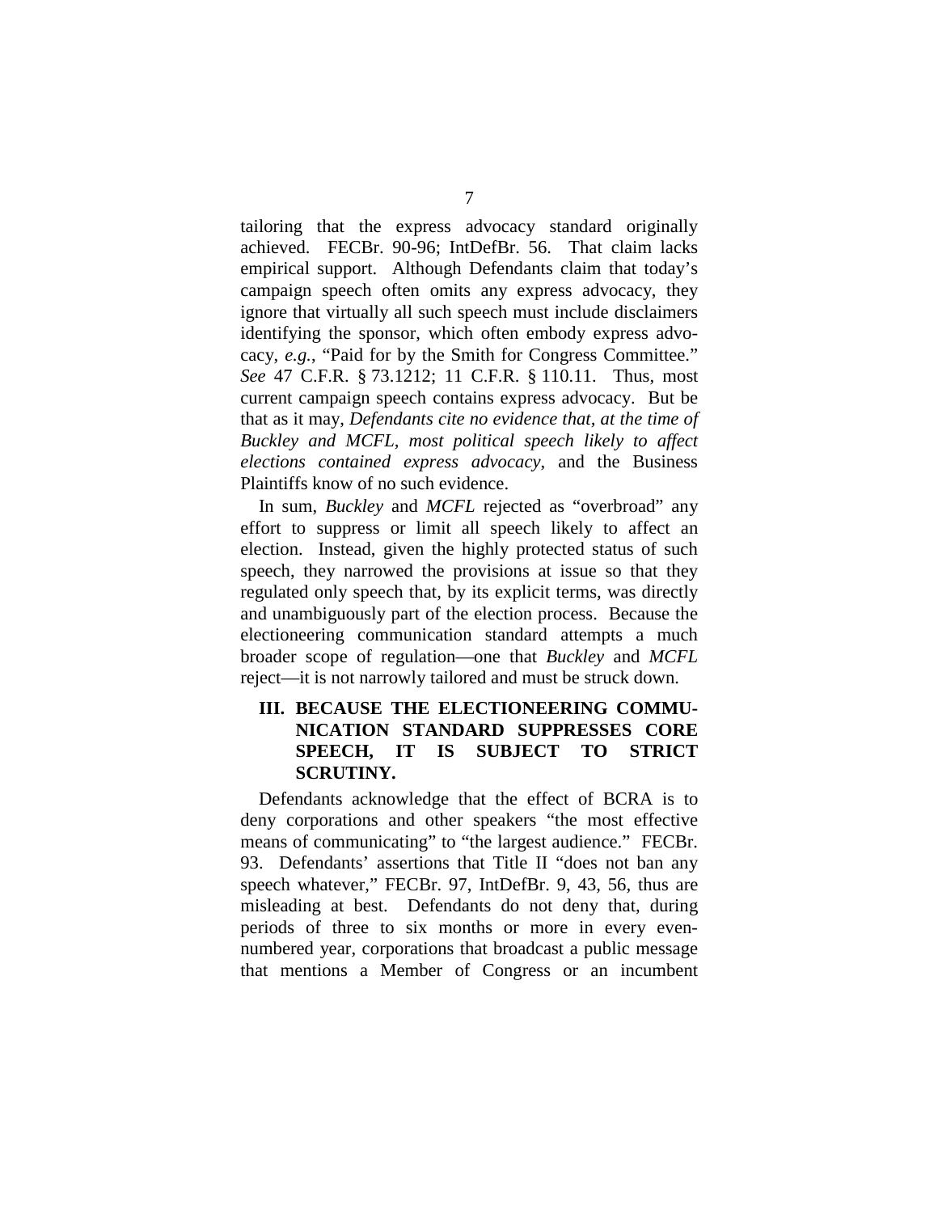tailoring that the express advocacy standard originally achieved. FECBr. 90-96; IntDefBr. 56. That claim lacks empirical support. Although Defendants claim that today's campaign speech often omits any express advocacy, they ignore that virtually all such speech must include disclaimers identifying the sponsor, which often embody express advocacy, *e.g.*, "Paid for by the Smith for Congress Committee." *See* 47 C.F.R. § 73.1212; 11 C.F.R. § 110.11. Thus, most current campaign speech contains express advocacy. But be that as it may, *Defendants cite no evidence that, at the time of Buckley and MCFL, most political speech likely to affect elections contained express advocacy*, and the Business Plaintiffs know of no such evidence.

In sum, *Buckley* and *MCFL* rejected as "overbroad" any effort to suppress or limit all speech likely to affect an election. Instead, given the highly protected status of such speech, they narrowed the provisions at issue so that they regulated only speech that, by its explicit terms, was directly and unambiguously part of the election process. Because the electioneering communication standard attempts a much broader scope of regulation—one that *Buckley* and *MCFL* reject—it is not narrowly tailored and must be struck down.

## III. BECAUSE THE ELECTIONEERING COMMUNICATION STANDARD SUPPRESSES CORE SPEECH, IT IS SUBJECT TO STRICT SCRUTINY.

Defendants acknowledge that the effect of BCRA is to deny corporations and other speakers "the most effective means of communicating" to "the largest audience." FECBr. 93. Defendants' assertions that Title II "does not ban any speech whatever," FECBr. 97, IntDefBr. 9, 43, 56, thus are misleading at best. Defendants do not deny that, during periods of three to six months or more in every even-numbered year, corporations that broadcast a public message that mentions a Member of Congress or an incumbent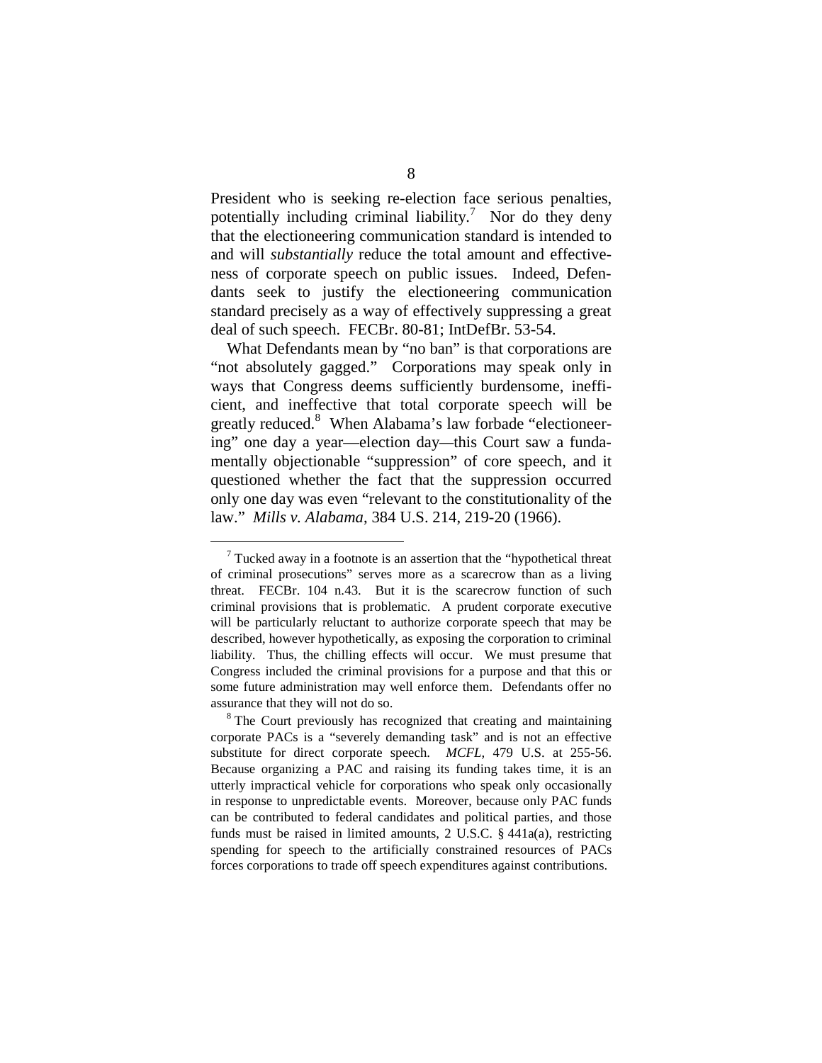President who is seeking re-election face serious penalties, potentially including criminal liability.[7] Nor do they deny that the electioneering communication standard is intended to and will *substantially* reduce the total amount and effectiveness of corporate speech on public issues. Indeed, Defendants seek to justify the electioneering communication standard precisely as a way of effectively suppressing a great deal of such speech. FECBr. 80-81; IntDefBr. 53-54.

What Defendants mean by "no ban" is that corporations are "not absolutely gagged." Corporations may speak only in ways that Congress deems sufficiently burdensome, inefficient, and ineffective that total corporate speech will be greatly reduced.[8] When Alabama's law forbade "electioneering" one day a year—election day—this Court saw a fundamentally objectionable "suppression" of core speech, and it questioned whether the fact that the suppression occurred only one day was even "relevant to the constitutionality of the law." *Mills v. Alabama*, 384 U.S. 214, 219-20 (1966).

---

[7] Tucked away in a footnote is an assertion that the "hypothetical threat of criminal prosecutions" serves more as a scarecrow than as a living threat. FECBr. 104 n.43. But it is the scarecrow function of such criminal provisions that is problematic. A prudent corporate executive will be particularly reluctant to authorize corporate speech that may be described, however hypothetically, as exposing the corporation to criminal liability. Thus, the chilling effects will occur. We must presume that Congress included the criminal provisions for a purpose and that this or some future administration may well enforce them. Defendants offer no assurance that they will not do so.

[8] The Court previously has recognized that creating and maintaining corporate PACs is a "severely demanding task" and is not an effective substitute for direct corporate speech. *MCFL,* 479 U.S. at 255-56. Because organizing a PAC and raising its funding takes time, it is an utterly impractical vehicle for corporations who speak only occasionally in response to unpredictable events. Moreover, because only PAC funds can be contributed to federal candidates and political parties, and those funds must be raised in limited amounts, 2 U.S.C. § 441a(a), restricting spending for speech to the artificially constrained resources of PACs forces corporations to trade off speech expenditures against contributions.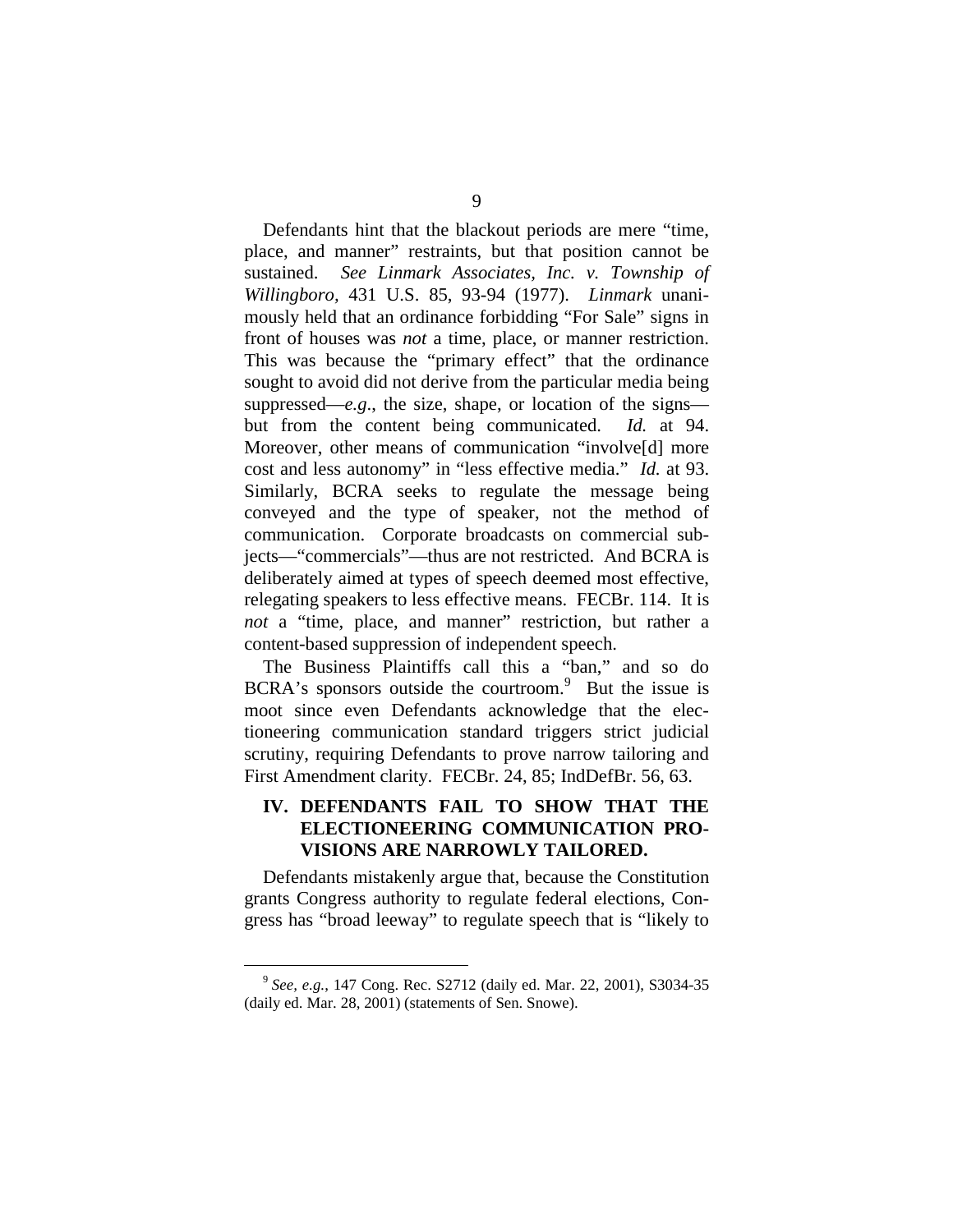Defendants hint that the blackout periods are mere "time, place, and manner" restraints, but that position cannot be sustained. *See Linmark Associates, Inc. v. Township of Willingboro*, 431 U.S. 85, 93-94 (1977). *Linmark* unanimously held that an ordinance forbidding "For Sale" signs in front of houses was *not* a time, place, or manner restriction. This was because the "primary effect" that the ordinance sought to avoid did not derive from the particular media being suppressed—*e.g*., the size, shape, or location of the signs—but from the content being communicated. *Id.* at 94. Moreover, other means of communication "involve[d] more cost and less autonomy" in "less effective media." *Id.* at 93. Similarly, BCRA seeks to regulate the message being conveyed and the type of speaker, not the method of communication. Corporate broadcasts on commercial subjects—"commercials"—thus are not restricted. And BCRA is deliberately aimed at types of speech deemed most effective, relegating speakers to less effective means. FECBr. 114. It is *not* a "time, place, and manner" restriction, but rather a content-based suppression of independent speech.

The Business Plaintiffs call this a "ban," and so do BCRA's sponsors outside the courtroom.[9] But the issue is moot since even Defendants acknowledge that the electioneering communication standard triggers strict judicial scrutiny, requiring Defendants to prove narrow tailoring and First Amendment clarity. FECBr. 24, 85; IndDefBr. 56, 63.

## IV. DEFENDANTS FAIL TO SHOW THAT THE ELECTIONEERING COMMUNICATION PROVISIONS ARE NARROWLY TAILORED.

Defendants mistakenly argue that, because the Constitution grants Congress authority to regulate federal elections, Congress has "broad leeway" to regulate speech that is "likely to

[9] *See, e.g.*, 147 Cong. Rec. S2712 (daily ed. Mar. 22, 2001), S3034-35 (daily ed. Mar. 28, 2001) (statements of Sen. Snowe).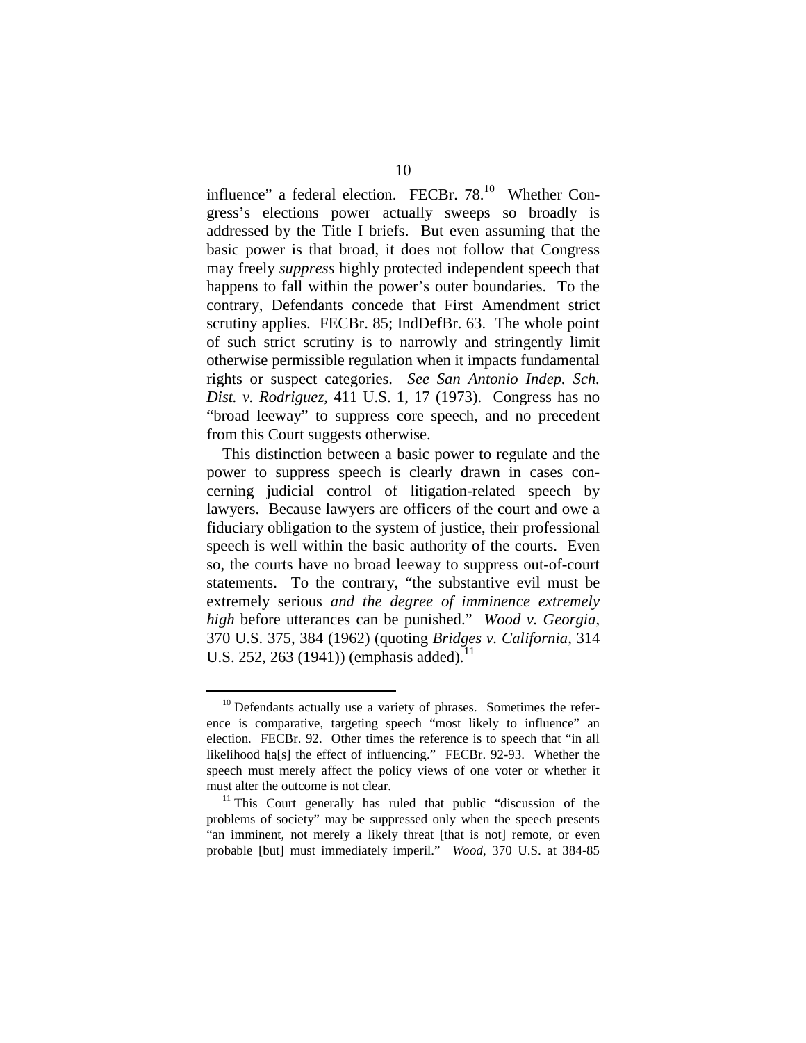influence" a federal election. FECBr. 78.[10] Whether Congress's elections power actually sweeps so broadly is addressed by the Title I briefs. But even assuming that the basic power is that broad, it does not follow that Congress may freely *suppress* highly protected independent speech that happens to fall within the power's outer boundaries. To the contrary, Defendants concede that First Amendment strict scrutiny applies. FECBr. 85; IndDefBr. 63. The whole point of such strict scrutiny is to narrowly and stringently limit otherwise permissible regulation when it impacts fundamental rights or suspect categories. *See San Antonio Indep. Sch. Dist. v. Rodriguez*, 411 U.S. 1, 17 (1973). Congress has no "broad leeway" to suppress core speech, and no precedent from this Court suggests otherwise.

This distinction between a basic power to regulate and the power to suppress speech is clearly drawn in cases concerning judicial control of litigation-related speech by lawyers. Because lawyers are officers of the court and owe a fiduciary obligation to the system of justice, their professional speech is well within the basic authority of the courts. Even so, the courts have no broad leeway to suppress out-of-court statements. To the contrary, "the substantive evil must be extremely serious *and the degree of imminence extremely high* before utterances can be punished." *Wood v. Georgia*, 370 U.S. 375, 384 (1962) (quoting *Bridges v. California*, 314 U.S. 252, 263 (1941)) (emphasis added).[11]

---

[10] Defendants actually use a variety of phrases. Sometimes the reference is comparative, targeting speech "most likely to influence" an election. FECBr. 92. Other times the reference is to speech that "in all likelihood ha[s] the effect of influencing." FECBr. 92-93. Whether the speech must merely affect the policy views of one voter or whether it must alter the outcome is not clear.

[11] This Court generally has ruled that public "discussion of the problems of society" may be suppressed only when the speech presents "an imminent, not merely a likely threat [that is not] remote, or even probable [but] must immediately imperil." *Wood*, 370 U.S. at 384-85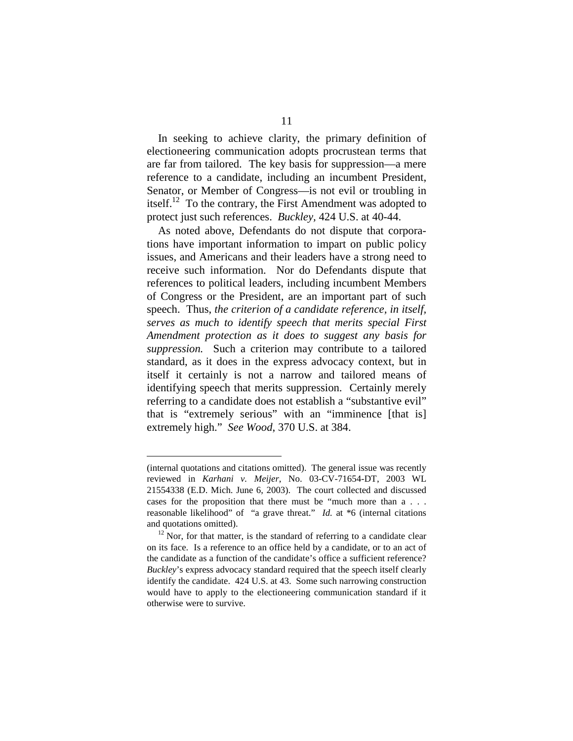In seeking to achieve clarity, the primary definition of electioneering communication adopts procrustean terms that are far from tailored. The key basis for suppression—a mere reference to a candidate, including an incumbent President, Senator, or Member of Congress—is not evil or troubling in itself.[12] To the contrary, the First Amendment was adopted to protect just such references. *Buckley*, 424 U.S. at 40-44.

As noted above, Defendants do not dispute that corporations have important information to impart on public policy issues, and Americans and their leaders have a strong need to receive such information. Nor do Defendants dispute that references to political leaders, including incumbent Members of Congress or the President, are an important part of such speech. Thus, *the criterion of a candidate reference, in itself, serves as much to identify speech that merits special First Amendment protection as it does to suggest any basis for suppression.* Such a criterion may contribute to a tailored standard, as it does in the express advocacy context, but in itself it certainly is not a narrow and tailored means of identifying speech that merits suppression. Certainly merely referring to a candidate does not establish a "substantive evil" that is "extremely serious" with an "imminence [that is] extremely high." *See Wood*, 370 U.S. at 384.

---

(internal quotations and citations omitted). The general issue was recently reviewed in *Karhani v. Meijer*, No. 03-CV-71654-DT, 2003 WL 21554338 (E.D. Mich. June 6, 2003). The court collected and discussed cases for the proposition that there must be "much more than a . . . reasonable likelihood" of "a grave threat." *Id.* at *6 (internal citations and quotations omitted).

[12] Nor, for that matter, is the standard of referring to a candidate clear on its face. Is a reference to an office held by a candidate, or to an act of the candidate as a function of the candidate's office a sufficient reference? *Buckley*'s express advocacy standard required that the speech itself clearly identify the candidate. 424 U.S. at 43. Some such narrowing construction would have to apply to the electioneering communication standard if it otherwise were to survive.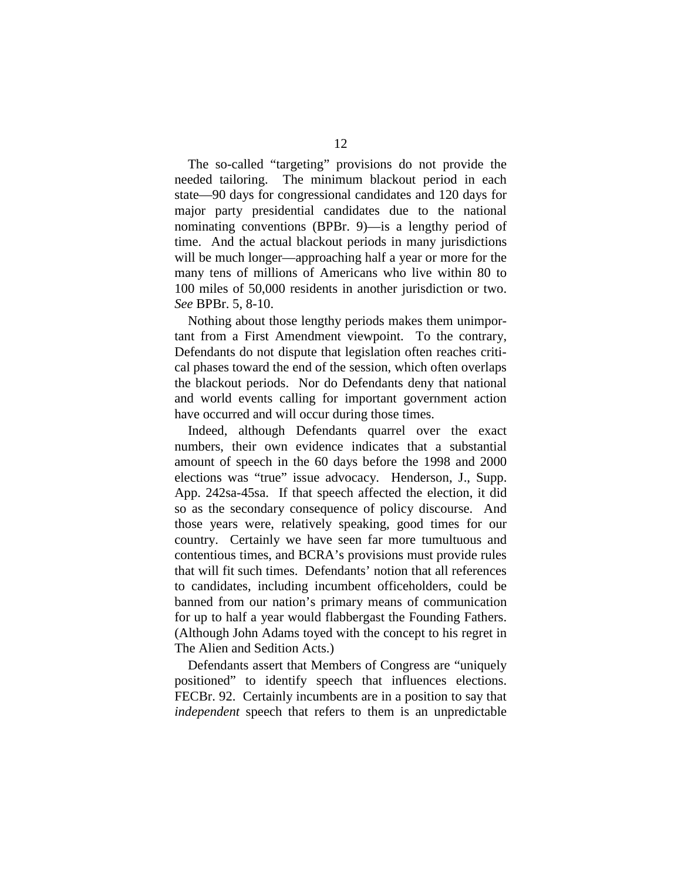The so-called “targeting” provisions do not provide the needed tailoring. The minimum blackout period in each state—90 days for congressional candidates and 120 days for major party presidential candidates due to the national nominating conventions (BPBr. 9)—is a lengthy period of time. And the actual blackout periods in many jurisdictions will be much longer—approaching half a year or more for the many tens of millions of Americans who live within 80 to 100 miles of 50,000 residents in another jurisdiction or two. *See* BPBr. 5, 8-10.

Nothing about those lengthy periods makes them unimportant from a First Amendment viewpoint. To the contrary, Defendants do not dispute that legislation often reaches critical phases toward the end of the session, which often overlaps the blackout periods. Nor do Defendants deny that national and world events calling for important government action have occurred and will occur during those times.

Indeed, although Defendants quarrel over the exact numbers, their own evidence indicates that a substantial amount of speech in the 60 days before the 1998 and 2000 elections was “true” issue advocacy. Henderson, J., Supp. App. 242sa-45sa. If that speech affected the election, it did so as the secondary consequence of policy discourse. And those years were, relatively speaking, good times for our country. Certainly we have seen far more tumultuous and contentious times, and BCRA’s provisions must provide rules that will fit such times. Defendants’ notion that all references to candidates, including incumbent officeholders, could be banned from our nation’s primary means of communication for up to half a year would flabbergast the Founding Fathers. (Although John Adams toyed with the concept to his regret in The Alien and Sedition Acts.)

Defendants assert that Members of Congress are “uniquely positioned” to identify speech that influences elections. FECBr. 92. Certainly incumbents are in a position to say that *independent* speech that refers to them is an unpredictable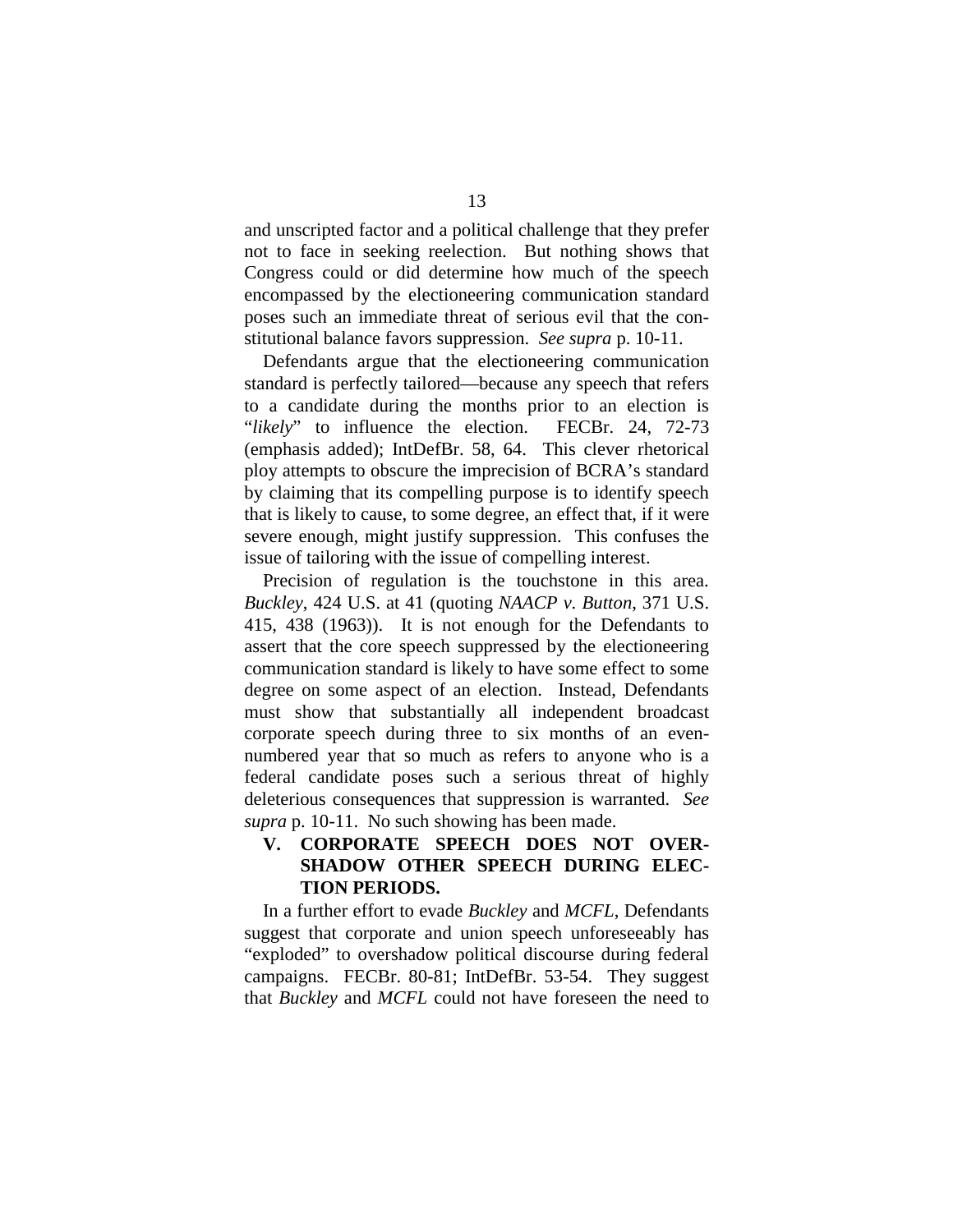and unscripted factor and a political challenge that they prefer not to face in seeking reelection. But nothing shows that Congress could or did determine how much of the speech encompassed by the electioneering communication standard poses such an immediate threat of serious evil that the constitutional balance favors suppression. *See supra* p. 10-11.

Defendants argue that the electioneering communication standard is perfectly tailored—because any speech that refers to a candidate during the months prior to an election is "*likely*" to influence the election. FECBr. 24, 72-73 (emphasis added); IntDefBr. 58, 64. This clever rhetorical ploy attempts to obscure the imprecision of BCRA's standard by claiming that its compelling purpose is to identify speech that is likely to cause, to some degree, an effect that, if it were severe enough, might justify suppression. This confuses the issue of tailoring with the issue of compelling interest.

Precision of regulation is the touchstone in this area. *Buckley*, 424 U.S. at 41 (quoting *NAACP v. Button*, 371 U.S. 415, 438 (1963)). It is not enough for the Defendants to assert that the core speech suppressed by the electioneering communication standard is likely to have some effect to some degree on some aspect of an election. Instead, Defendants must show that substantially all independent broadcast corporate speech during three to six months of an even-numbered year that so much as refers to anyone who is a federal candidate poses such a serious threat of highly deleterious consequences that suppression is warranted. *See supra* p. 10-11. No such showing has been made.

## V. CORPORATE SPEECH DOES NOT OVERSHADOW OTHER SPEECH DURING ELECTION PERIODS.

In a further effort to evade *Buckley* and *MCFL*, Defendants suggest that corporate and union speech unforeseeably has "exploded" to overshadow political discourse during federal campaigns. FECBr. 80-81; IntDefBr. 53-54. They suggest that *Buckley* and *MCFL* could not have foreseen the need to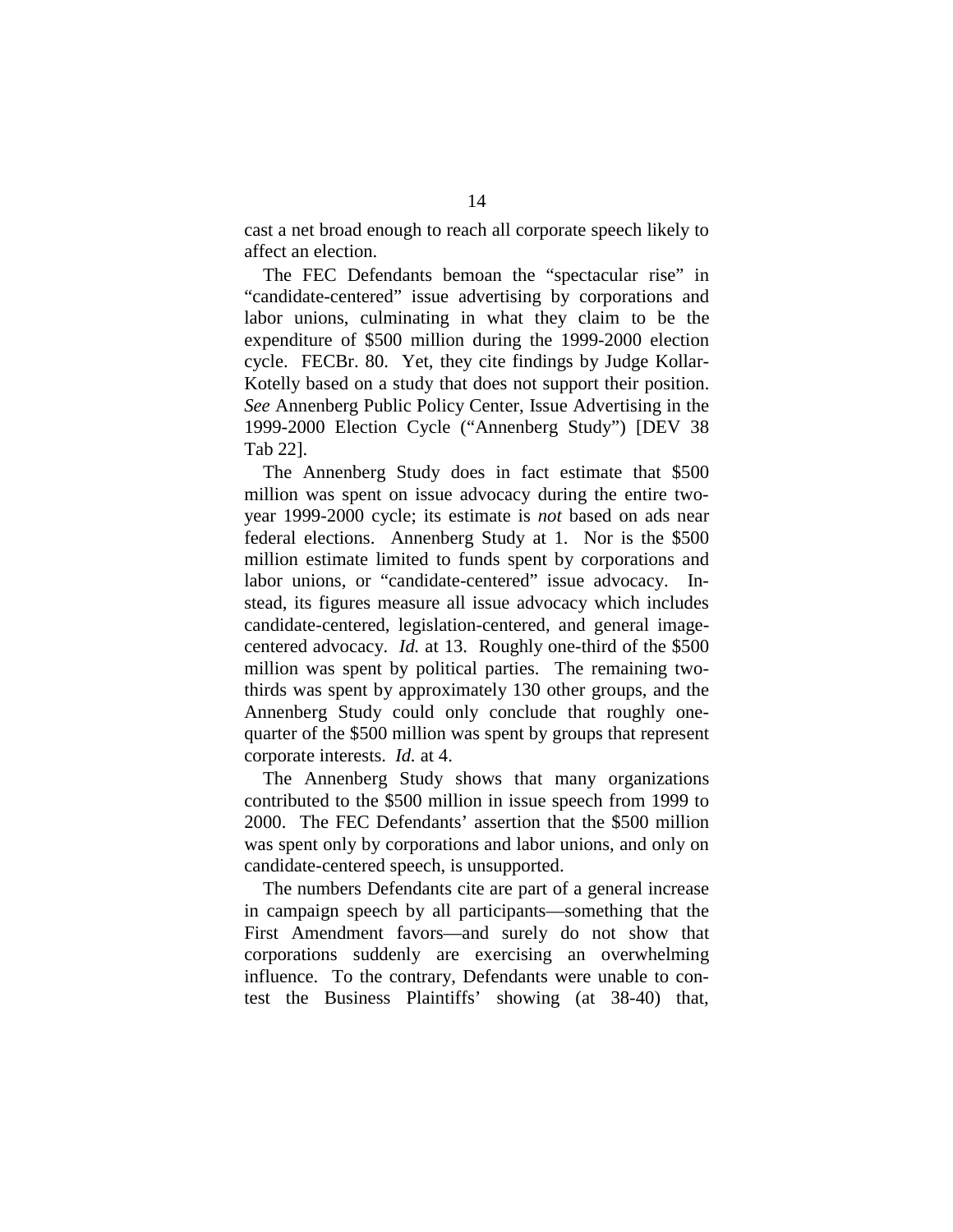cast a net broad enough to reach all corporate speech likely to affect an election.

The FEC Defendants bemoan the "spectacular rise" in "candidate-centered" issue advertising by corporations and labor unions, culminating in what they claim to be the expenditure of $500 million during the 1999-2000 election cycle. FECBr. 80. Yet, they cite findings by Judge Kollar-Kotelly based on a study that does not support their position. *See* Annenberg Public Policy Center, Issue Advertising in the 1999-2000 Election Cycle ("Annenberg Study") [DEV 38 Tab 22].

The Annenberg Study does in fact estimate that $500 million was spent on issue advocacy during the entire two-year 1999-2000 cycle; its estimate is *not* based on ads near federal elections. Annenberg Study at 1. Nor is the $500 million estimate limited to funds spent by corporations and labor unions, or "candidate-centered" issue advocacy. Instead, its figures measure all issue advocacy which includes candidate-centered, legislation-centered, and general image-centered advocacy. *Id.* at 13. Roughly one-third of the $500 million was spent by political parties. The remaining two-thirds was spent by approximately 130 other groups, and the Annenberg Study could only conclude that roughly one-quarter of the $500 million was spent by groups that represent corporate interests. *Id.* at 4.

The Annenberg Study shows that many organizations contributed to the $500 million in issue speech from 1999 to 2000. The FEC Defendants' assertion that the $500 million was spent only by corporations and labor unions, and only on candidate-centered speech, is unsupported.

The numbers Defendants cite are part of a general increase in campaign speech by all participants—something that the First Amendment favors—and surely do not show that corporations suddenly are exercising an overwhelming influence. To the contrary, Defendants were unable to contest the Business Plaintiffs' showing (at 38-40) that,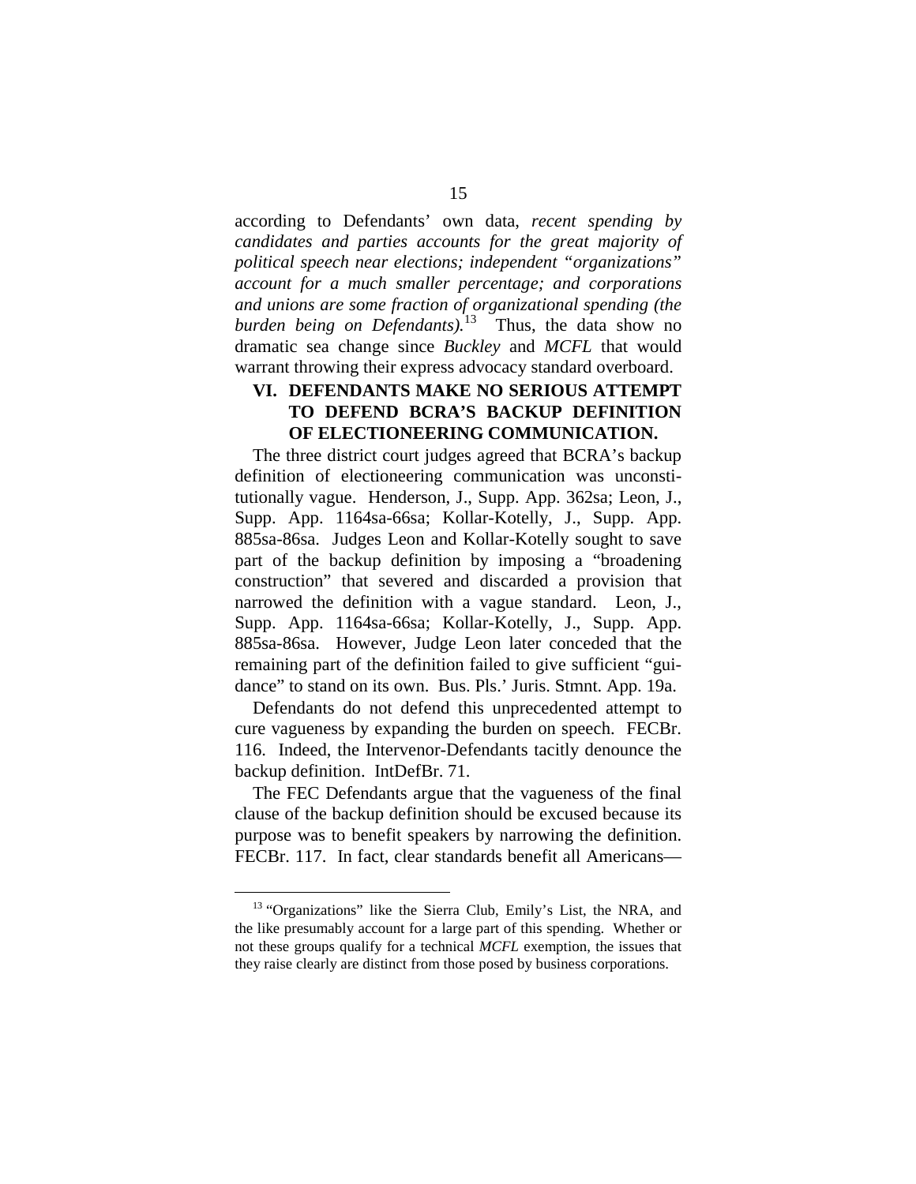according to Defendants' own data, *recent spending by candidates and parties accounts for the great majority of political speech near elections; independent "organizations" account for a much smaller percentage; and corporations and unions are some fraction of organizational spending (the burden being on Defendants).*[13] Thus, the data show no dramatic sea change since *Buckley* and *MCFL* that would warrant throwing their express advocacy standard overboard.

## VI. DEFENDANTS MAKE NO SERIOUS ATTEMPT TO DEFEND BCRA'S BACKUP DEFINITION OF ELECTIONEERING COMMUNICATION.

The three district court judges agreed that BCRA's backup definition of electioneering communication was unconstitutionally vague. Henderson, J., Supp. App. 362sa; Leon, J., Supp. App. 1164sa-66sa; Kollar-Kotelly, J., Supp. App. 885sa-86sa. Judges Leon and Kollar-Kotelly sought to save part of the backup definition by imposing a "broadening construction" that severed and discarded a provision that narrowed the definition with a vague standard. Leon, J., Supp. App. 1164sa-66sa; Kollar-Kotelly, J., Supp. App. 885sa-86sa. However, Judge Leon later conceded that the remaining part of the definition failed to give sufficient "guidance" to stand on its own. Bus. Pls.' Juris. Stmnt. App. 19a.

Defendants do not defend this unprecedented attempt to cure vagueness by expanding the burden on speech. FECBr. 116. Indeed, the Intervenor-Defendants tacitly denounce the backup definition. IntDefBr. 71.

The FEC Defendants argue that the vagueness of the final clause of the backup definition should be excused because its purpose was to benefit speakers by narrowing the definition. FECBr. 117. In fact, clear standards benefit all Americans—

---

[13] "Organizations" like the Sierra Club, Emily's List, the NRA, and the like presumably account for a large part of this spending. Whether or not these groups qualify for a technical *MCFL* exemption, the issues that they raise clearly are distinct from those posed by business corporations.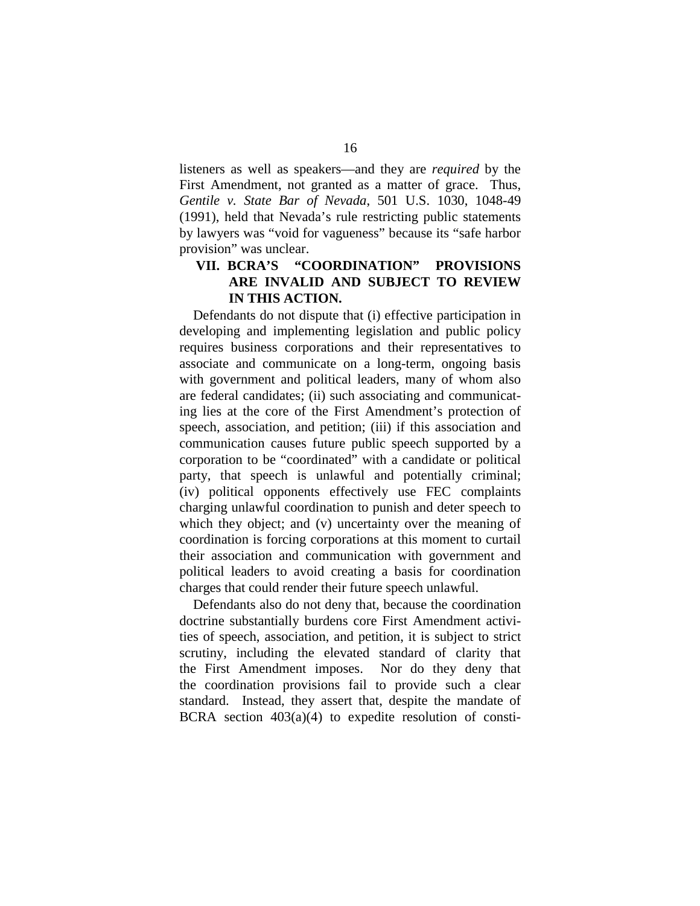listeners as well as speakers—and they are *required* by the First Amendment, not granted as a matter of grace. Thus, *Gentile v. State Bar of Nevada*, 501 U.S. 1030, 1048-49 (1991), held that Nevada's rule restricting public statements by lawyers was "void for vagueness" because its "safe harbor provision" was unclear.

## VII. BCRA'S "COORDINATION" PROVISIONS ARE INVALID AND SUBJECT TO REVIEW IN THIS ACTION.

Defendants do not dispute that (i) effective participation in developing and implementing legislation and public policy requires business corporations and their representatives to associate and communicate on a long-term, ongoing basis with government and political leaders, many of whom also are federal candidates; (ii) such associating and communicating lies at the core of the First Amendment's protection of speech, association, and petition; (iii) if this association and communication causes future public speech supported by a corporation to be "coordinated" with a candidate or political party, that speech is unlawful and potentially criminal; (iv) political opponents effectively use FEC complaints charging unlawful coordination to punish and deter speech to which they object; and (v) uncertainty over the meaning of coordination is forcing corporations at this moment to curtail their association and communication with government and political leaders to avoid creating a basis for coordination charges that could render their future speech unlawful.

Defendants also do not deny that, because the coordination doctrine substantially burdens core First Amendment activities of speech, association, and petition, it is subject to strict scrutiny, including the elevated standard of clarity that the First Amendment imposes. Nor do they deny that the coordination provisions fail to provide such a clear standard. Instead, they assert that, despite the mandate of BCRA section 403(a)(4) to expedite resolution of consti-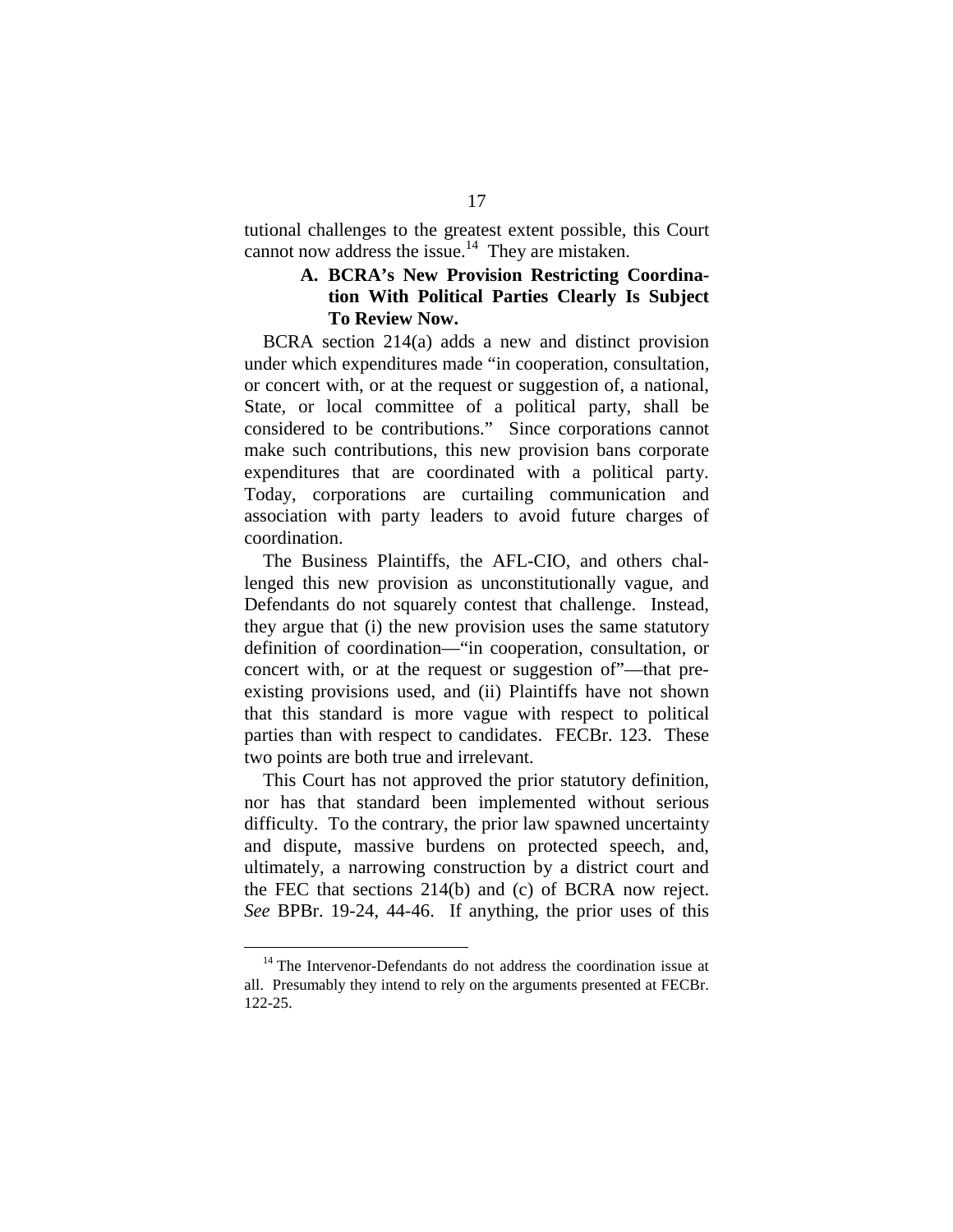tutional challenges to the greatest extent possible, this Court cannot now address the issue.[14] They are mistaken.

### A. BCRA's New Provision Restricting Coordination With Political Parties Clearly Is Subject To Review Now.

BCRA section 214(a) adds a new and distinct provision under which expenditures made "in cooperation, consultation, or concert with, or at the request or suggestion of, a national, State, or local committee of a political party, shall be considered to be contributions." Since corporations cannot make such contributions, this new provision bans corporate expenditures that are coordinated with a political party. Today, corporations are curtailing communication and association with party leaders to avoid future charges of coordination.

The Business Plaintiffs, the AFL-CIO, and others challenged this new provision as unconstitutionally vague, and Defendants do not squarely contest that challenge. Instead, they argue that (i) the new provision uses the same statutory definition of coordination—"in cooperation, consultation, or concert with, or at the request or suggestion of"—that pre-existing provisions used, and (ii) Plaintiffs have not shown that this standard is more vague with respect to political parties than with respect to candidates. FECBr. 123. These two points are both true and irrelevant.

This Court has not approved the prior statutory definition, nor has that standard been implemented without serious difficulty. To the contrary, the prior law spawned uncertainty and dispute, massive burdens on protected speech, and, ultimately, a narrowing construction by a district court and the FEC that sections 214(b) and (c) of BCRA now reject. *See* BPBr. 19-24, 44-46. If anything, the prior uses of this

[14] The Intervenor-Defendants do not address the coordination issue at all. Presumably they intend to rely on the arguments presented at FECBr. 122-25.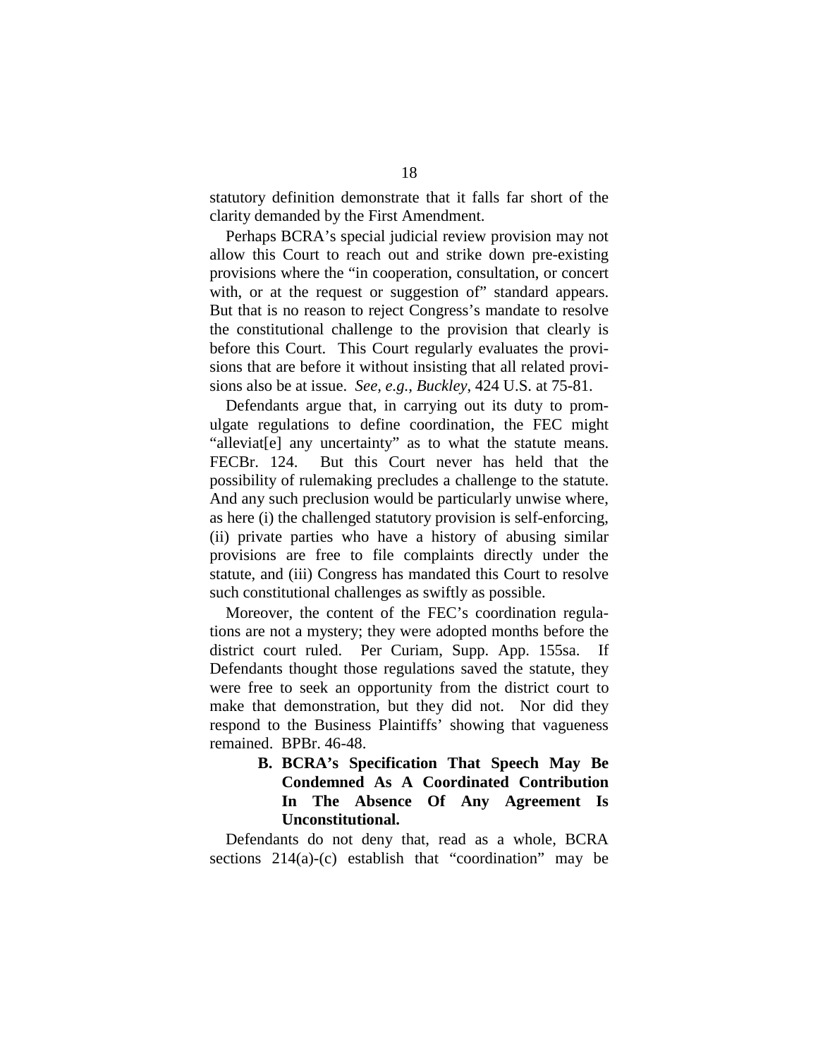statutory definition demonstrate that it falls far short of the clarity demanded by the First Amendment.

Perhaps BCRA's special judicial review provision may not allow this Court to reach out and strike down pre-existing provisions where the "in cooperation, consultation, or concert with, or at the request or suggestion of" standard appears. But that is no reason to reject Congress's mandate to resolve the constitutional challenge to the provision that clearly is before this Court. This Court regularly evaluates the provisions that are before it without insisting that all related provisions also be at issue. *See, e.g., Buckley*, 424 U.S. at 75-81.

Defendants argue that, in carrying out its duty to promulgate regulations to define coordination, the FEC might "alleviat[e] any uncertainty" as to what the statute means. FECBr. 124. But this Court never has held that the possibility of rulemaking precludes a challenge to the statute. And any such preclusion would be particularly unwise where, as here (i) the challenged statutory provision is self-enforcing, (ii) private parties who have a history of abusing similar provisions are free to file complaints directly under the statute, and (iii) Congress has mandated this Court to resolve such constitutional challenges as swiftly as possible.

Moreover, the content of the FEC's coordination regulations are not a mystery; they were adopted months before the district court ruled. Per Curiam, Supp. App. 155sa. If Defendants thought those regulations saved the statute, they were free to seek an opportunity from the district court to make that demonstration, but they did not. Nor did they respond to the Business Plaintiffs' showing that vagueness remained. BPBr. 46-48.

### B. BCRA's Specification That Speech May Be Condemned As A Coordinated Contribution In The Absence Of Any Agreement Is Unconstitutional.

Defendants do not deny that, read as a whole, BCRA sections 214(a)-(c) establish that "coordination" may be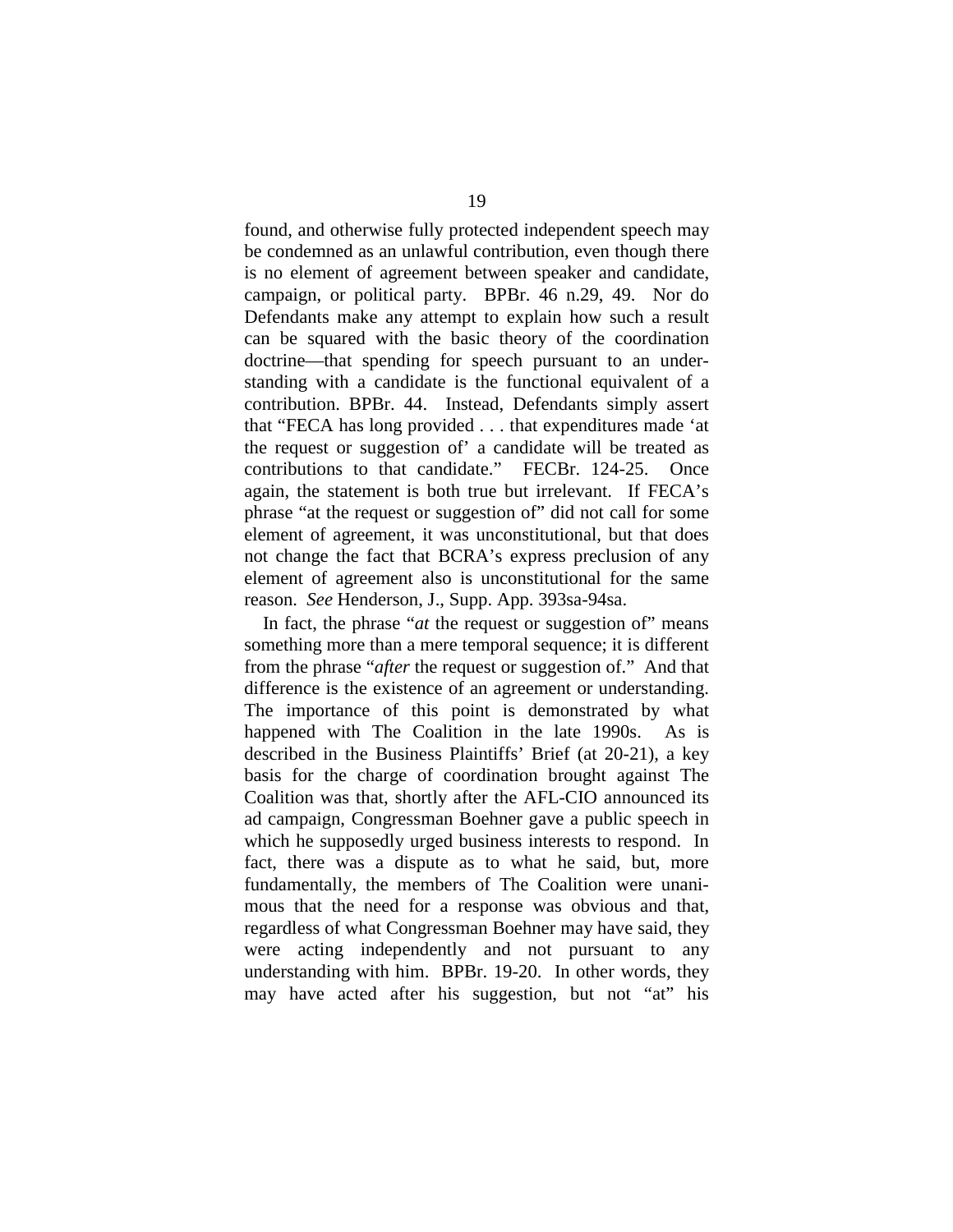found, and otherwise fully protected independent speech may be condemned as an unlawful contribution, even though there is no element of agreement between speaker and candidate, campaign, or political party. BPBr. 46 n.29, 49. Nor do Defendants make any attempt to explain how such a result can be squared with the basic theory of the coordination doctrine—that spending for speech pursuant to an understanding with a candidate is the functional equivalent of a contribution. BPBr. 44. Instead, Defendants simply assert that "FECA has long provided . . . that expenditures made 'at the request or suggestion of' a candidate will be treated as contributions to that candidate." FECBr. 124-25. Once again, the statement is both true but irrelevant. If FECA's phrase "at the request or suggestion of" did not call for some element of agreement, it was unconstitutional, but that does not change the fact that BCRA's express preclusion of any element of agreement also is unconstitutional for the same reason. *See* Henderson, J., Supp. App. 393sa-94sa.

In fact, the phrase "*at* the request or suggestion of" means something more than a mere temporal sequence; it is different from the phrase "*after* the request or suggestion of." And that difference is the existence of an agreement or understanding. The importance of this point is demonstrated by what happened with The Coalition in the late 1990s. As is described in the Business Plaintiffs' Brief (at 20-21), a key basis for the charge of coordination brought against The Coalition was that, shortly after the AFL-CIO announced its ad campaign, Congressman Boehner gave a public speech in which he supposedly urged business interests to respond. In fact, there was a dispute as to what he said, but, more fundamentally, the members of The Coalition were unanimous that the need for a response was obvious and that, regardless of what Congressman Boehner may have said, they were acting independently and not pursuant to any understanding with him. BPBr. 19-20. In other words, they may have acted after his suggestion, but not "at" his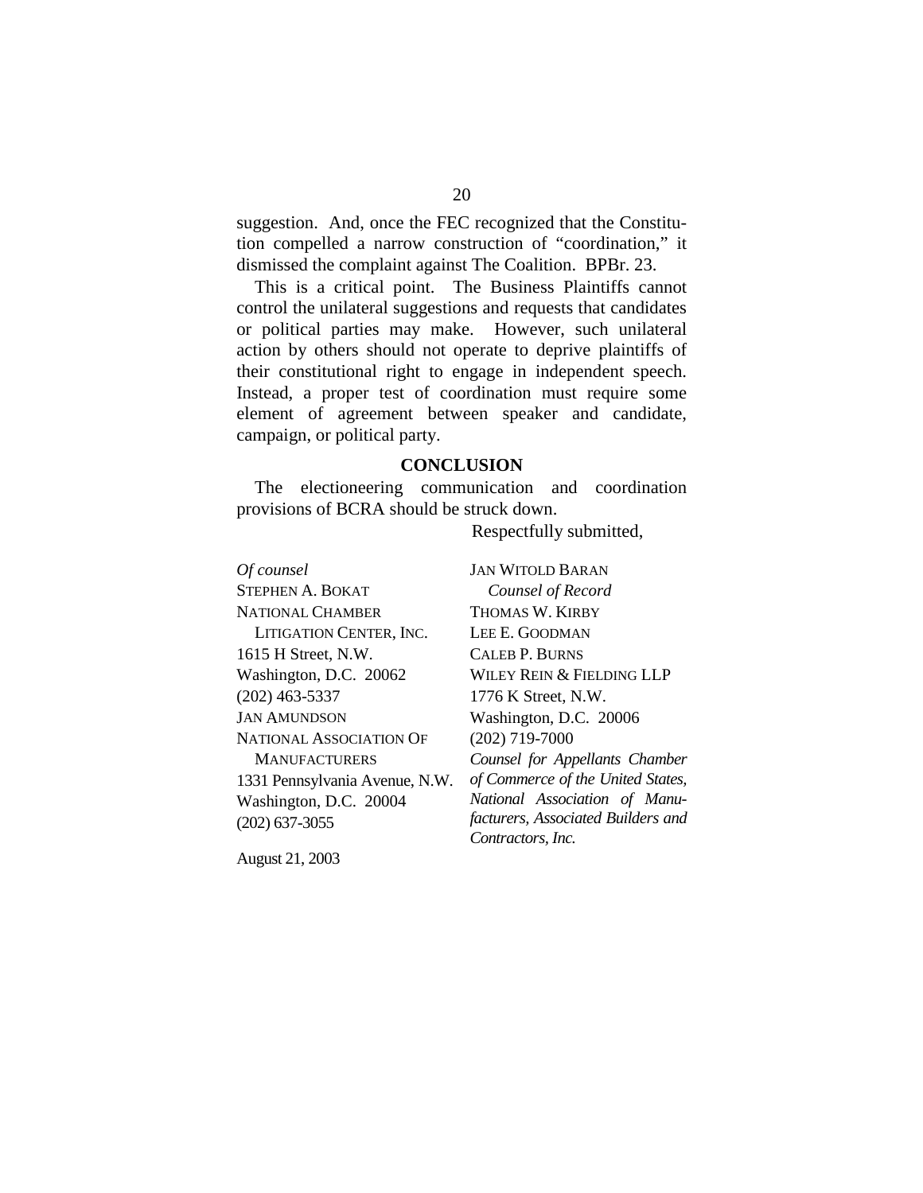suggestion. And, once the FEC recognized that the Constitution compelled a narrow construction of "coordination," it dismissed the complaint against The Coalition. BPBr. 23.

This is a critical point. The Business Plaintiffs cannot control the unilateral suggestions and requests that candidates or political parties may make. However, such unilateral action by others should not operate to deprive plaintiffs of their constitutional right to engage in independent speech. Instead, a proper test of coordination must require some element of agreement between speaker and candidate, campaign, or political party.

## CONCLUSION

The electioneering communication and coordination provisions of BCRA should be struck down.

Respectfully submitted,

JAN WITOLD BARAN
*Counsel of Record*
THOMAS W. KIRBY
LEE E. GOODMAN
CALEB P. BURNS
WILEY REIN & FIELDING LLP
1776 K Street, N.W.
Washington, D.C. 20006
(202) 719-7000
*Counsel for Appellants Chamber of Commerce of the United States, National Association of Manufacturers, Associated Builders and Contractors, Inc.*

*Of counsel*
STEPHEN A. BOKAT
NATIONAL CHAMBER LITIGATION CENTER, INC.
1615 H Street, N.W.
Washington, D.C. 20062
(202) 463-5337
JAN AMUNDSON
NATIONAL ASSOCIATION OF MANUFACTURERS
1331 Pennsylvania Avenue, N.W.
Washington, D.C. 20004
(202) 637-3055

August 21, 2003